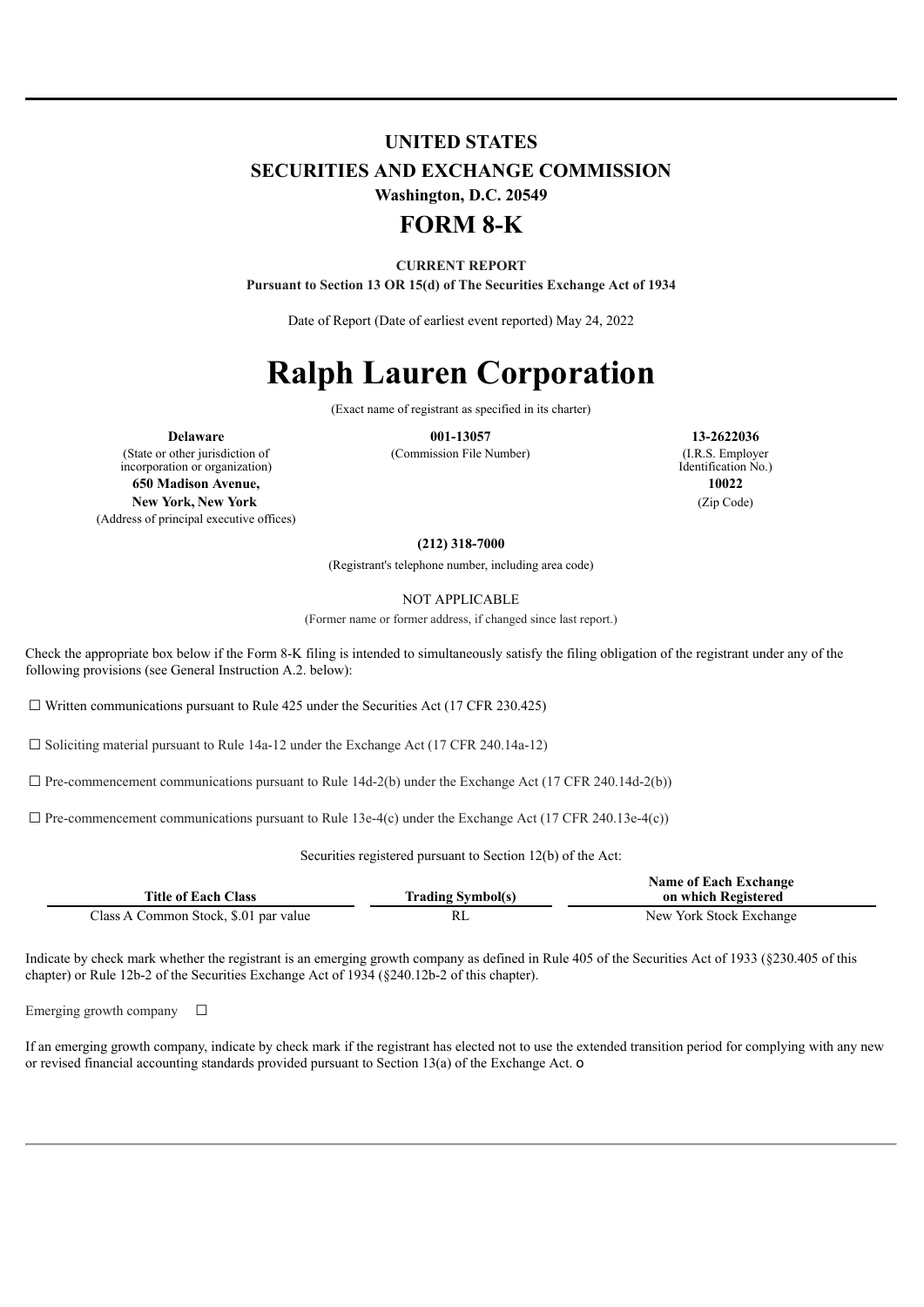# UNITED STATES
## SECURITIES AND EXCHANGE COMMISSION
**Washington, D.C. 20549**

# FORM 8-K

**CURRENT REPORT**

**Pursuant to Section 13 OR 15(d) of The Securities Exchange Act of 1934**

Date of Report (Date of earliest event reported) May 24, 2022

# Ralph Lauren Corporation

(Exact name of registrant as specified in its charter)

| **Delaware** | **001-13057** | **13-2622036** |
|---|---|---|
| (State or other jurisdiction of incorporation or organization) | (Commission File Number) | (I.R.S. Employer Identification No.) |

| **650 Madison Avenue, New York, New York** | **10022** |
|---|---|
| (Address of principal executive offices) | (Zip Code) |

**(212) 318-7000**

(Registrant's telephone number, including area code)

NOT APPLICABLE

(Former name or former address, if changed since last report.)

Check the appropriate box below if the Form 8-K filing is intended to simultaneously satisfy the filing obligation of the registrant under any of the following provisions (see General Instruction A.2. below):

☐ Written communications pursuant to Rule 425 under the Securities Act (17 CFR 230.425)

☐ Soliciting material pursuant to Rule 14a-12 under the Exchange Act (17 CFR 240.14a-12)

☐ Pre-commencement communications pursuant to Rule 14d-2(b) under the Exchange Act (17 CFR 240.14d-2(b))

☐ Pre-commencement communications pursuant to Rule 13e-4(c) under the Exchange Act (17 CFR 240.13e-4(c))

Securities registered pursuant to Section 12(b) of the Act:

| Title of Each Class | Trading Symbol(s) | Name of Each Exchange on which Registered |
|---|---|---|
| Class A Common Stock, $.01 par value | RL | New York Stock Exchange |

Indicate by check mark whether the registrant is an emerging growth company as defined in Rule 405 of the Securities Act of 1933 (§230.405 of this chapter) or Rule 12b-2 of the Securities Exchange Act of 1934 (§240.12b-2 of this chapter).

Emerging growth company ☐

If an emerging growth company, indicate by check mark if the registrant has elected not to use the extended transition period for complying with any new or revised financial accounting standards provided pursuant to Section 13(a) of the Exchange Act. o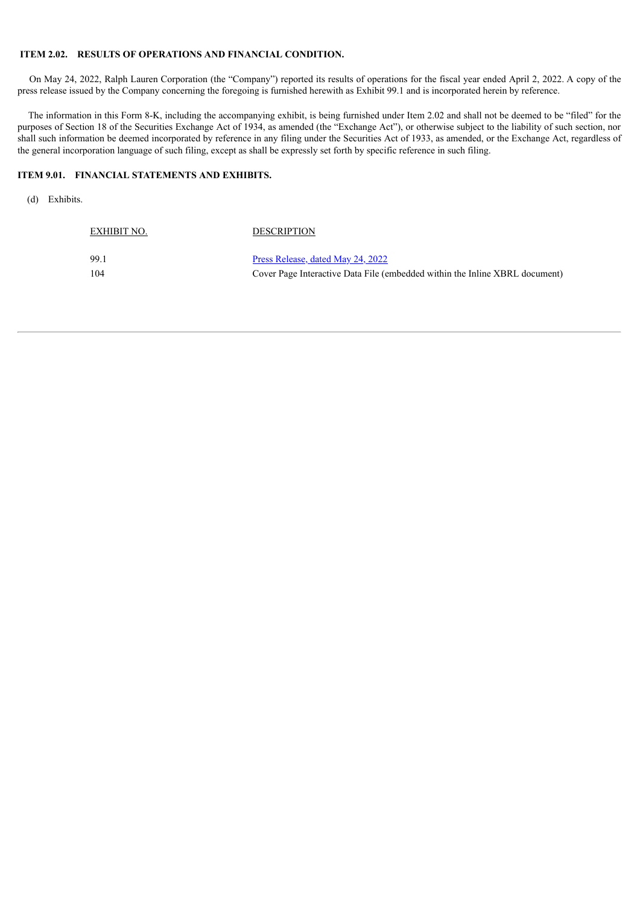## ITEM 2.02. RESULTS OF OPERATIONS AND FINANCIAL CONDITION.

On May 24, 2022, Ralph Lauren Corporation (the "Company") reported its results of operations for the fiscal year ended April 2, 2022. A copy of the press release issued by the Company concerning the foregoing is furnished herewith as Exhibit 99.1 and is incorporated herein by reference.

The information in this Form 8-K, including the accompanying exhibit, is being furnished under Item 2.02 and shall not be deemed to be "filed" for the purposes of Section 18 of the Securities Exchange Act of 1934, as amended (the "Exchange Act"), or otherwise subject to the liability of such section, nor shall such information be deemed incorporated by reference in any filing under the Securities Act of 1933, as amended, or the Exchange Act, regardless of the general incorporation language of such filing, except as shall be expressly set forth by specific reference in such filing.

## ITEM 9.01. FINANCIAL STATEMENTS AND EXHIBITS.

(d) Exhibits.

| EXHIBIT NO. | DESCRIPTION |
|---|---|
| 99.1 | Press Release, dated May 24, 2022 |
| 104 | Cover Page Interactive Data File (embedded within the Inline XBRL document) |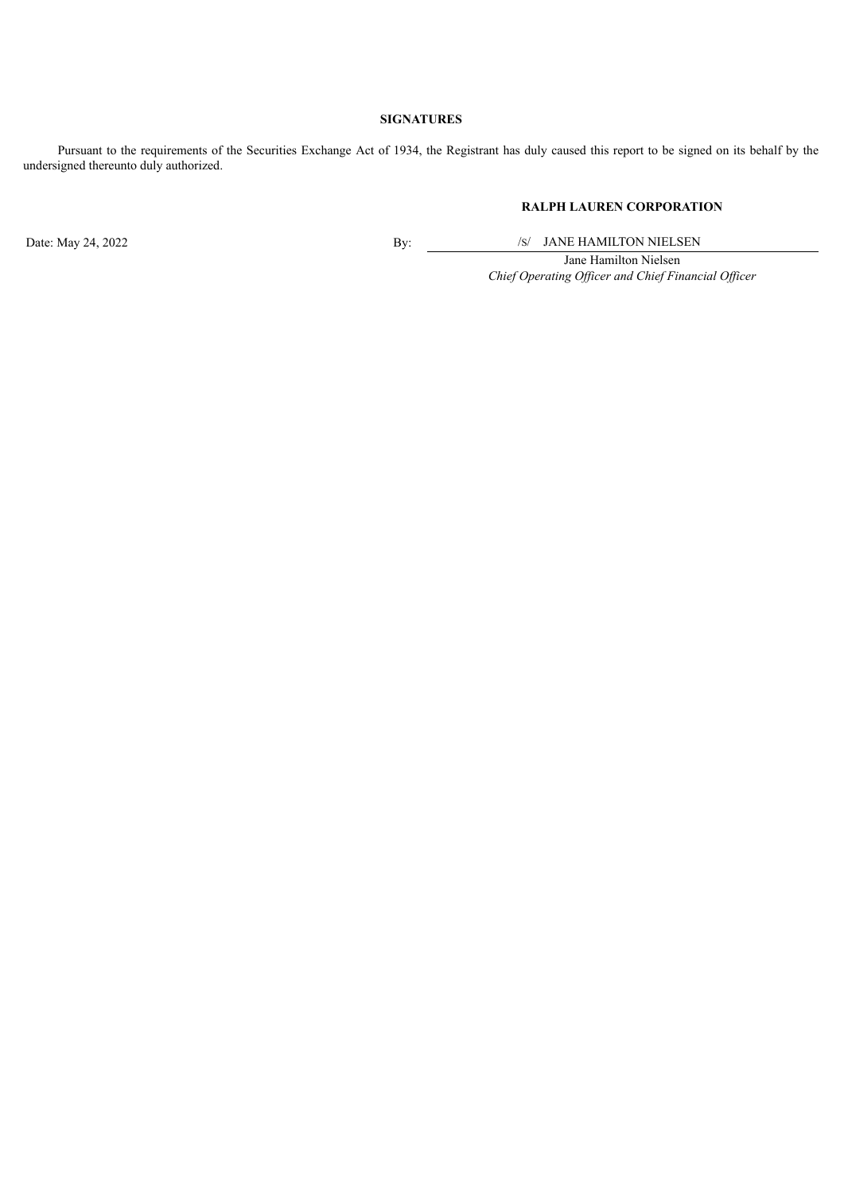**SIGNATURES**

Pursuant to the requirements of the Securities Exchange Act of 1934, the Registrant has duly caused this report to be signed on its behalf by the undersigned thereunto duly authorized.

**RALPH LAUREN CORPORATION**

| Date: May 24, 2022 | By: | /S/ JANE HAMILTON NIELSEN |
|---|---|---|
| | | Jane Hamilton Nielsen |
| | | *Chief Operating Officer and Chief Financial Officer* |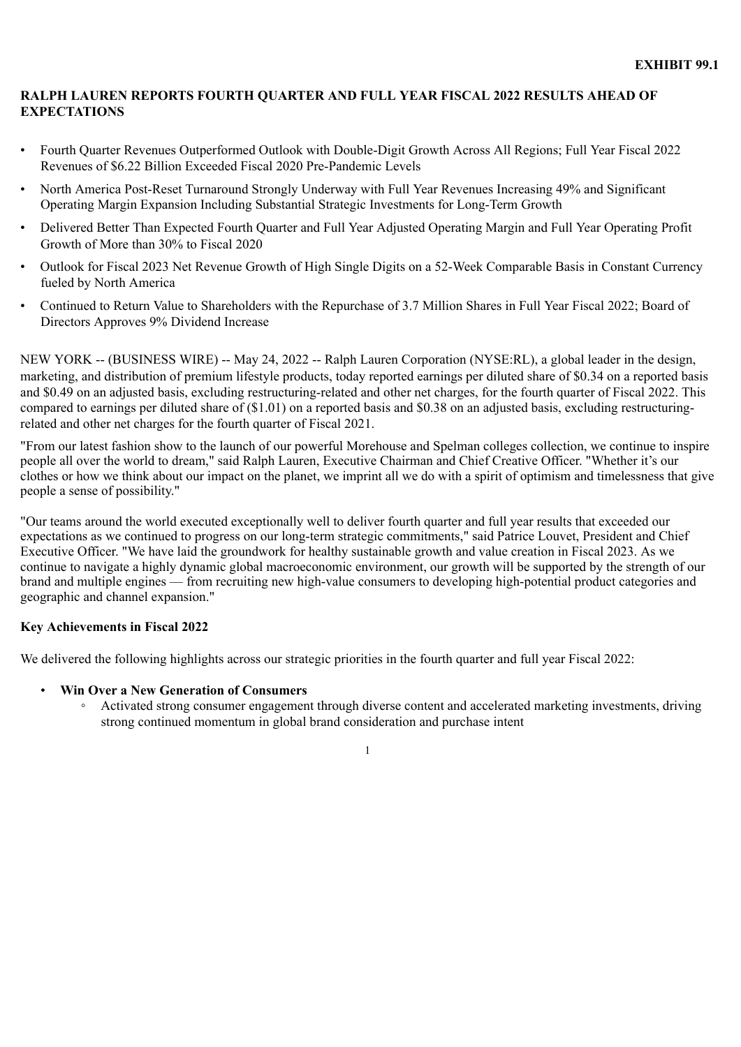**EXHIBIT 99.1**

# RALPH LAUREN REPORTS FOURTH QUARTER AND FULL YEAR FISCAL 2022 RESULTS AHEAD OF EXPECTATIONS

- Fourth Quarter Revenues Outperformed Outlook with Double-Digit Growth Across All Regions; Full Year Fiscal 2022 Revenues of $6.22 Billion Exceeded Fiscal 2020 Pre-Pandemic Levels
- North America Post-Reset Turnaround Strongly Underway with Full Year Revenues Increasing 49% and Significant Operating Margin Expansion Including Substantial Strategic Investments for Long-Term Growth
- Delivered Better Than Expected Fourth Quarter and Full Year Adjusted Operating Margin and Full Year Operating Profit Growth of More than 30% to Fiscal 2020
- Outlook for Fiscal 2023 Net Revenue Growth of High Single Digits on a 52-Week Comparable Basis in Constant Currency fueled by North America
- Continued to Return Value to Shareholders with the Repurchase of 3.7 Million Shares in Full Year Fiscal 2022; Board of Directors Approves 9% Dividend Increase

NEW YORK -- (BUSINESS WIRE) -- May 24, 2022 -- Ralph Lauren Corporation (NYSE:RL), a global leader in the design, marketing, and distribution of premium lifestyle products, today reported earnings per diluted share of $0.34 on a reported basis and $0.49 on an adjusted basis, excluding restructuring-related and other net charges, for the fourth quarter of Fiscal 2022. This compared to earnings per diluted share of ($1.01) on a reported basis and $0.38 on an adjusted basis, excluding restructuring-related and other net charges for the fourth quarter of Fiscal 2021.

"From our latest fashion show to the launch of our powerful Morehouse and Spelman colleges collection, we continue to inspire people all over the world to dream," said Ralph Lauren, Executive Chairman and Chief Creative Officer. "Whether it's our clothes or how we think about our impact on the planet, we imprint all we do with a spirit of optimism and timelessness that give people a sense of possibility."

"Our teams around the world executed exceptionally well to deliver fourth quarter and full year results that exceeded our expectations as we continued to progress on our long-term strategic commitments," said Patrice Louvet, President and Chief Executive Officer. "We have laid the groundwork for healthy sustainable growth and value creation in Fiscal 2023. As we continue to navigate a highly dynamic global macroeconomic environment, our growth will be supported by the strength of our brand and multiple engines — from recruiting new high-value consumers to developing high-potential product categories and geographic and channel expansion."

## Key Achievements in Fiscal 2022

We delivered the following highlights across our strategic priorities in the fourth quarter and full year Fiscal 2022:

- **Win Over a New Generation of Consumers**
  - Activated strong consumer engagement through diverse content and accelerated marketing investments, driving strong continued momentum in global brand consideration and purchase intent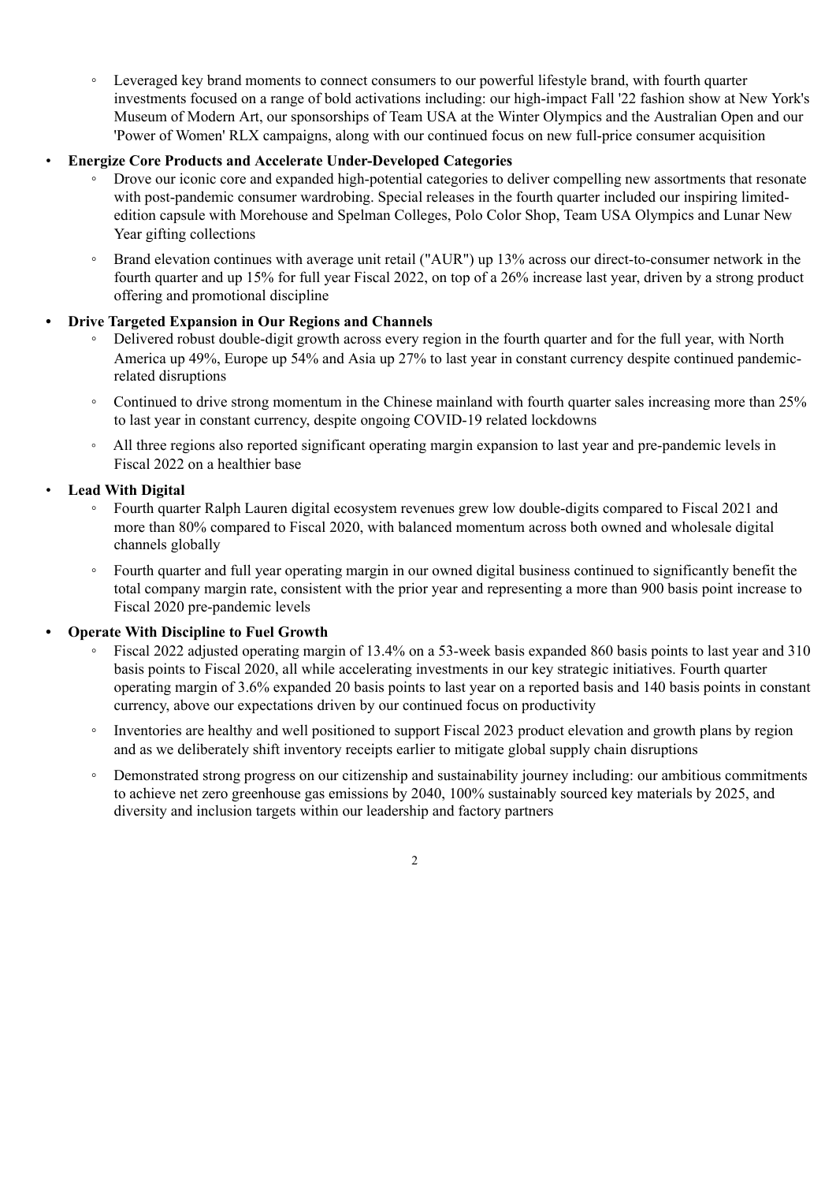- Leveraged key brand moments to connect consumers to our powerful lifestyle brand, with fourth quarter investments focused on a range of bold activations including: our high-impact Fall '22 fashion show at New York's Museum of Modern Art, our sponsorships of Team USA at the Winter Olympics and the Australian Open and our 'Power of Women' RLX campaigns, along with our continued focus on new full-price consumer acquisition

- **Energize Core Products and Accelerate Under-Developed Categories**
  - Drove our iconic core and expanded high-potential categories to deliver compelling new assortments that resonate with post-pandemic consumer wardrobing. Special releases in the fourth quarter included our inspiring limited-edition capsule with Morehouse and Spelman Colleges, Polo Color Shop, Team USA Olympics and Lunar New Year gifting collections
  - Brand elevation continues with average unit retail ("AUR") up 13% across our direct-to-consumer network in the fourth quarter and up 15% for full year Fiscal 2022, on top of a 26% increase last year, driven by a strong product offering and promotional discipline

- **Drive Targeted Expansion in Our Regions and Channels**
  - Delivered robust double-digit growth across every region in the fourth quarter and for the full year, with North America up 49%, Europe up 54% and Asia up 27% to last year in constant currency despite continued pandemic-related disruptions
  - Continued to drive strong momentum in the Chinese mainland with fourth quarter sales increasing more than 25% to last year in constant currency, despite ongoing COVID-19 related lockdowns
  - All three regions also reported significant operating margin expansion to last year and pre-pandemic levels in Fiscal 2022 on a healthier base

- **Lead With Digital**
  - Fourth quarter Ralph Lauren digital ecosystem revenues grew low double-digits compared to Fiscal 2021 and more than 80% compared to Fiscal 2020, with balanced momentum across both owned and wholesale digital channels globally
  - Fourth quarter and full year operating margin in our owned digital business continued to significantly benefit the total company margin rate, consistent with the prior year and representing a more than 900 basis point increase to Fiscal 2020 pre-pandemic levels

- **Operate With Discipline to Fuel Growth**
  - Fiscal 2022 adjusted operating margin of 13.4% on a 53-week basis expanded 860 basis points to last year and 310 basis points to Fiscal 2020, all while accelerating investments in our key strategic initiatives. Fourth quarter operating margin of 3.6% expanded 20 basis points to last year on a reported basis and 140 basis points in constant currency, above our expectations driven by our continued focus on productivity
  - Inventories are healthy and well positioned to support Fiscal 2023 product elevation and growth plans by region and as we deliberately shift inventory receipts earlier to mitigate global supply chain disruptions
  - Demonstrated strong progress on our citizenship and sustainability journey including: our ambitious commitments to achieve net zero greenhouse gas emissions by 2040, 100% sustainably sourced key materials by 2025, and diversity and inclusion targets within our leadership and factory partners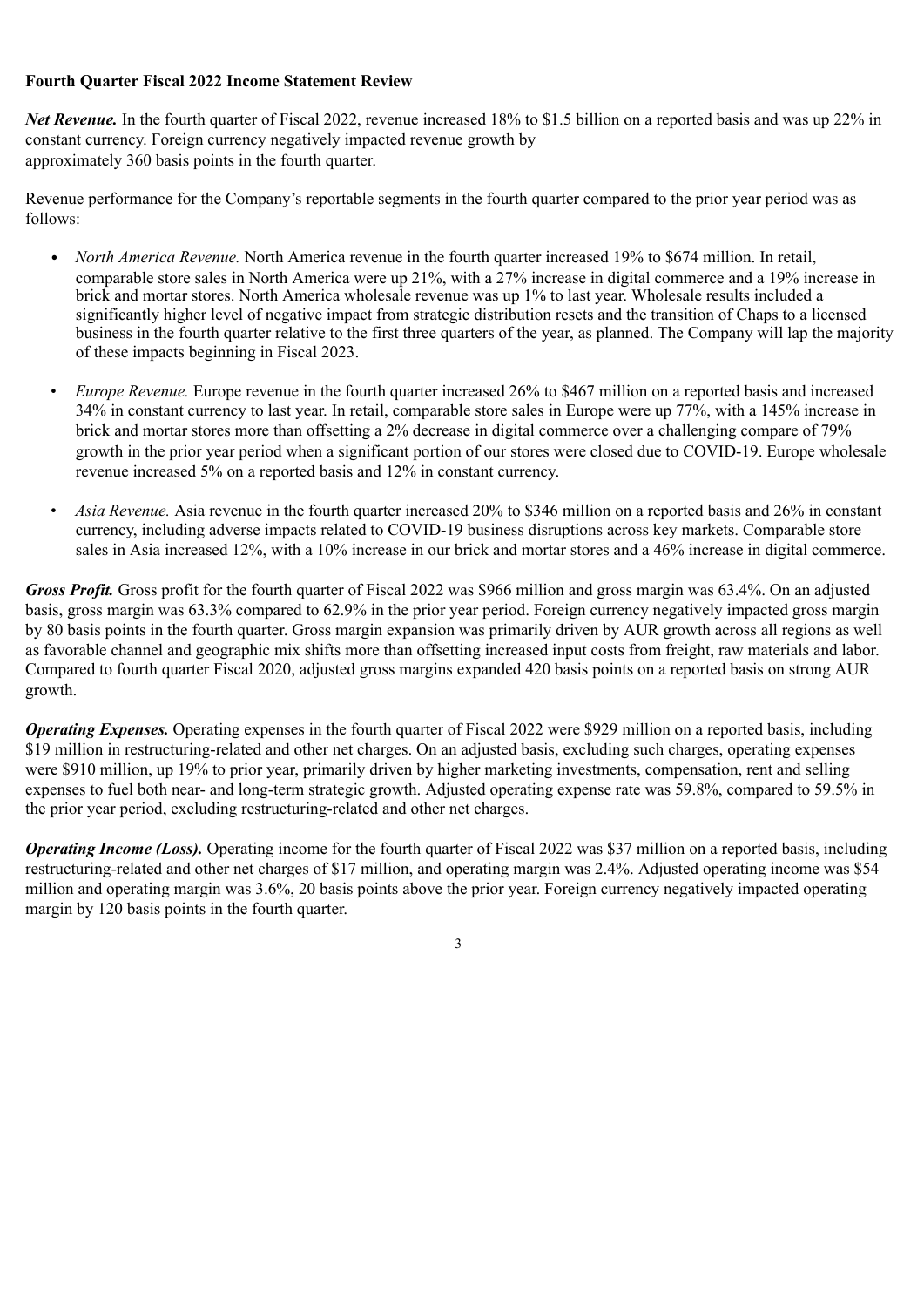**Fourth Quarter Fiscal 2022 Income Statement Review**

***Net Revenue.*** In the fourth quarter of Fiscal 2022, revenue increased 18% to $1.5 billion on a reported basis and was up 22% in constant currency. Foreign currency negatively impacted revenue growth by approximately 360 basis points in the fourth quarter.

Revenue performance for the Company's reportable segments in the fourth quarter compared to the prior year period was as follows:

- *North America Revenue.* North America revenue in the fourth quarter increased 19% to $674 million. In retail, comparable store sales in North America were up 21%, with a 27% increase in digital commerce and a 19% increase in brick and mortar stores. North America wholesale revenue was up 1% to last year. Wholesale results included a significantly higher level of negative impact from strategic distribution resets and the transition of Chaps to a licensed business in the fourth quarter relative to the first three quarters of the year, as planned. The Company will lap the majority of these impacts beginning in Fiscal 2023.
- *Europe Revenue.* Europe revenue in the fourth quarter increased 26% to $467 million on a reported basis and increased 34% in constant currency to last year. In retail, comparable store sales in Europe were up 77%, with a 145% increase in brick and mortar stores more than offsetting a 2% decrease in digital commerce over a challenging compare of 79% growth in the prior year period when a significant portion of our stores were closed due to COVID-19. Europe wholesale revenue increased 5% on a reported basis and 12% in constant currency.
- *Asia Revenue.* Asia revenue in the fourth quarter increased 20% to $346 million on a reported basis and 26% in constant currency, including adverse impacts related to COVID-19 business disruptions across key markets. Comparable store sales in Asia increased 12%, with a 10% increase in our brick and mortar stores and a 46% increase in digital commerce.

***Gross Profit.*** Gross profit for the fourth quarter of Fiscal 2022 was $966 million and gross margin was 63.4%. On an adjusted basis, gross margin was 63.3% compared to 62.9% in the prior year period. Foreign currency negatively impacted gross margin by 80 basis points in the fourth quarter. Gross margin expansion was primarily driven by AUR growth across all regions as well as favorable channel and geographic mix shifts more than offsetting increased input costs from freight, raw materials and labor. Compared to fourth quarter Fiscal 2020, adjusted gross margins expanded 420 basis points on a reported basis on strong AUR growth.

***Operating Expenses.*** Operating expenses in the fourth quarter of Fiscal 2022 were $929 million on a reported basis, including $19 million in restructuring-related and other net charges. On an adjusted basis, excluding such charges, operating expenses were $910 million, up 19% to prior year, primarily driven by higher marketing investments, compensation, rent and selling expenses to fuel both near- and long-term strategic growth. Adjusted operating expense rate was 59.8%, compared to 59.5% in the prior year period, excluding restructuring-related and other net charges.

***Operating Income (Loss).*** Operating income for the fourth quarter of Fiscal 2022 was $37 million on a reported basis, including restructuring-related and other net charges of $17 million, and operating margin was 2.4%. Adjusted operating income was $54 million and operating margin was 3.6%, 20 basis points above the prior year. Foreign currency negatively impacted operating margin by 120 basis points in the fourth quarter.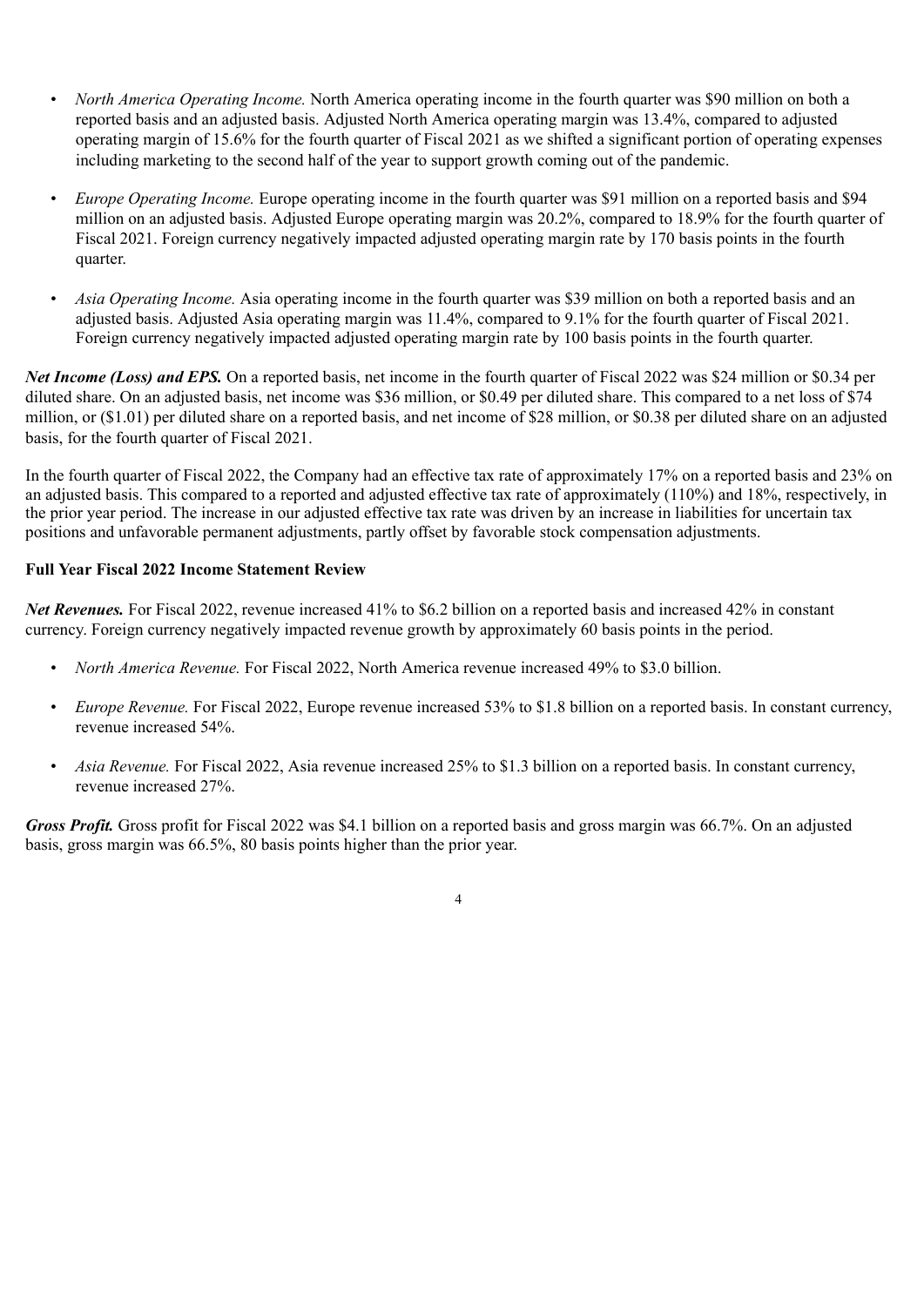- *North America Operating Income.* North America operating income in the fourth quarter was $90 million on both a reported basis and an adjusted basis. Adjusted North America operating margin was 13.4%, compared to adjusted operating margin of 15.6% for the fourth quarter of Fiscal 2021 as we shifted a significant portion of operating expenses including marketing to the second half of the year to support growth coming out of the pandemic.
- *Europe Operating Income.* Europe operating income in the fourth quarter was $91 million on a reported basis and $94 million on an adjusted basis. Adjusted Europe operating margin was 20.2%, compared to 18.9% for the fourth quarter of Fiscal 2021. Foreign currency negatively impacted adjusted operating margin rate by 170 basis points in the fourth quarter.
- *Asia Operating Income.* Asia operating income in the fourth quarter was $39 million on both a reported basis and an adjusted basis. Adjusted Asia operating margin was 11.4%, compared to 9.1% for the fourth quarter of Fiscal 2021. Foreign currency negatively impacted adjusted operating margin rate by 100 basis points in the fourth quarter.

***Net Income (Loss) and EPS.*** On a reported basis, net income in the fourth quarter of Fiscal 2022 was $24 million or $0.34 per diluted share. On an adjusted basis, net income was $36 million, or $0.49 per diluted share. This compared to a net loss of $74 million, or ($1.01) per diluted share on a reported basis, and net income of $28 million, or $0.38 per diluted share on an adjusted basis, for the fourth quarter of Fiscal 2021.

In the fourth quarter of Fiscal 2022, the Company had an effective tax rate of approximately 17% on a reported basis and 23% on an adjusted basis. This compared to a reported and adjusted effective tax rate of approximately (110%) and 18%, respectively, in the prior year period. The increase in our adjusted effective tax rate was driven by an increase in liabilities for uncertain tax positions and unfavorable permanent adjustments, partly offset by favorable stock compensation adjustments.

**Full Year Fiscal 2022 Income Statement Review**

***Net Revenues.*** For Fiscal 2022, revenue increased 41% to $6.2 billion on a reported basis and increased 42% in constant currency. Foreign currency negatively impacted revenue growth by approximately 60 basis points in the period.

- *North America Revenue.* For Fiscal 2022, North America revenue increased 49% to $3.0 billion.
- *Europe Revenue.* For Fiscal 2022, Europe revenue increased 53% to $1.8 billion on a reported basis. In constant currency, revenue increased 54%.
- *Asia Revenue.* For Fiscal 2022, Asia revenue increased 25% to $1.3 billion on a reported basis. In constant currency, revenue increased 27%.

***Gross Profit.*** Gross profit for Fiscal 2022 was $4.1 billion on a reported basis and gross margin was 66.7%. On an adjusted basis, gross margin was 66.5%, 80 basis points higher than the prior year.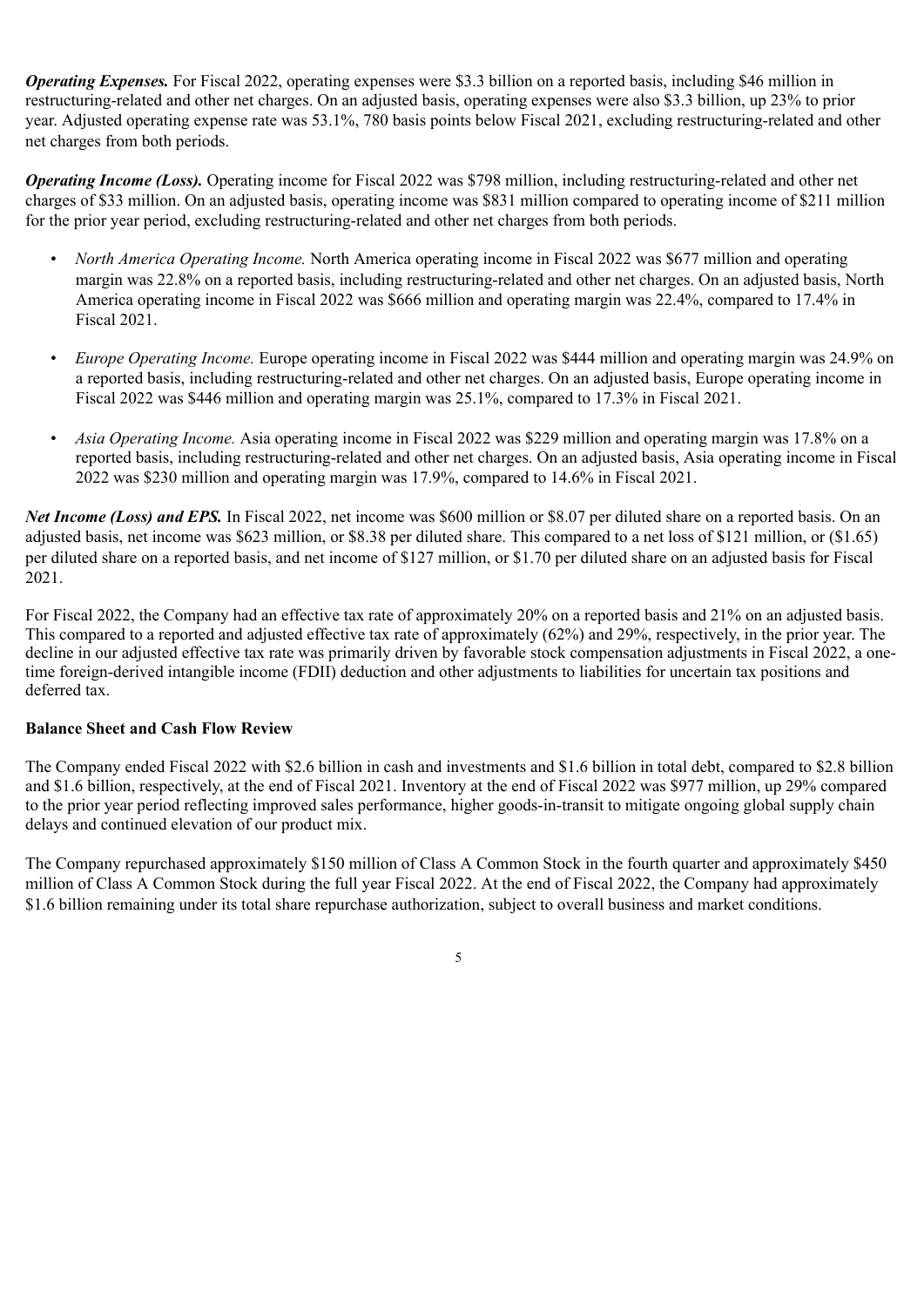***Operating Expenses.*** For Fiscal 2022, operating expenses were $3.3 billion on a reported basis, including $46 million in restructuring-related and other net charges. On an adjusted basis, operating expenses were also $3.3 billion, up 23% to prior year. Adjusted operating expense rate was 53.1%, 780 basis points below Fiscal 2021, excluding restructuring-related and other net charges from both periods.

***Operating Income (Loss).*** Operating income for Fiscal 2022 was $798 million, including restructuring-related and other net charges of $33 million. On an adjusted basis, operating income was $831 million compared to operating income of $211 million for the prior year period, excluding restructuring-related and other net charges from both periods.

- *North America Operating Income.* North America operating income in Fiscal 2022 was $677 million and operating margin was 22.8% on a reported basis, including restructuring-related and other net charges. On an adjusted basis, North America operating income in Fiscal 2022 was $666 million and operating margin was 22.4%, compared to 17.4% in Fiscal 2021.
- *Europe Operating Income.* Europe operating income in Fiscal 2022 was $444 million and operating margin was 24.9% on a reported basis, including restructuring-related and other net charges. On an adjusted basis, Europe operating income in Fiscal 2022 was $446 million and operating margin was 25.1%, compared to 17.3% in Fiscal 2021.
- *Asia Operating Income.* Asia operating income in Fiscal 2022 was $229 million and operating margin was 17.8% on a reported basis, including restructuring-related and other net charges. On an adjusted basis, Asia operating income in Fiscal 2022 was $230 million and operating margin was 17.9%, compared to 14.6% in Fiscal 2021.

***Net Income (Loss) and EPS.*** In Fiscal 2022, net income was $600 million or $8.07 per diluted share on a reported basis. On an adjusted basis, net income was $623 million, or $8.38 per diluted share. This compared to a net loss of $121 million, or ($1.65) per diluted share on a reported basis, and net income of $127 million, or $1.70 per diluted share on an adjusted basis for Fiscal 2021.

For Fiscal 2022, the Company had an effective tax rate of approximately 20% on a reported basis and 21% on an adjusted basis. This compared to a reported and adjusted effective tax rate of approximately (62%) and 29%, respectively, in the prior year. The decline in our adjusted effective tax rate was primarily driven by favorable stock compensation adjustments in Fiscal 2022, a one-time foreign-derived intangible income (FDII) deduction and other adjustments to liabilities for uncertain tax positions and deferred tax.

**Balance Sheet and Cash Flow Review**

The Company ended Fiscal 2022 with $2.6 billion in cash and investments and $1.6 billion in total debt, compared to $2.8 billion and $1.6 billion, respectively, at the end of Fiscal 2021. Inventory at the end of Fiscal 2022 was $977 million, up 29% compared to the prior year period reflecting improved sales performance, higher goods-in-transit to mitigate ongoing global supply chain delays and continued elevation of our product mix.

The Company repurchased approximately $150 million of Class A Common Stock in the fourth quarter and approximately $450 million of Class A Common Stock during the full year Fiscal 2022. At the end of Fiscal 2022, the Company had approximately $1.6 billion remaining under its total share repurchase authorization, subject to overall business and market conditions.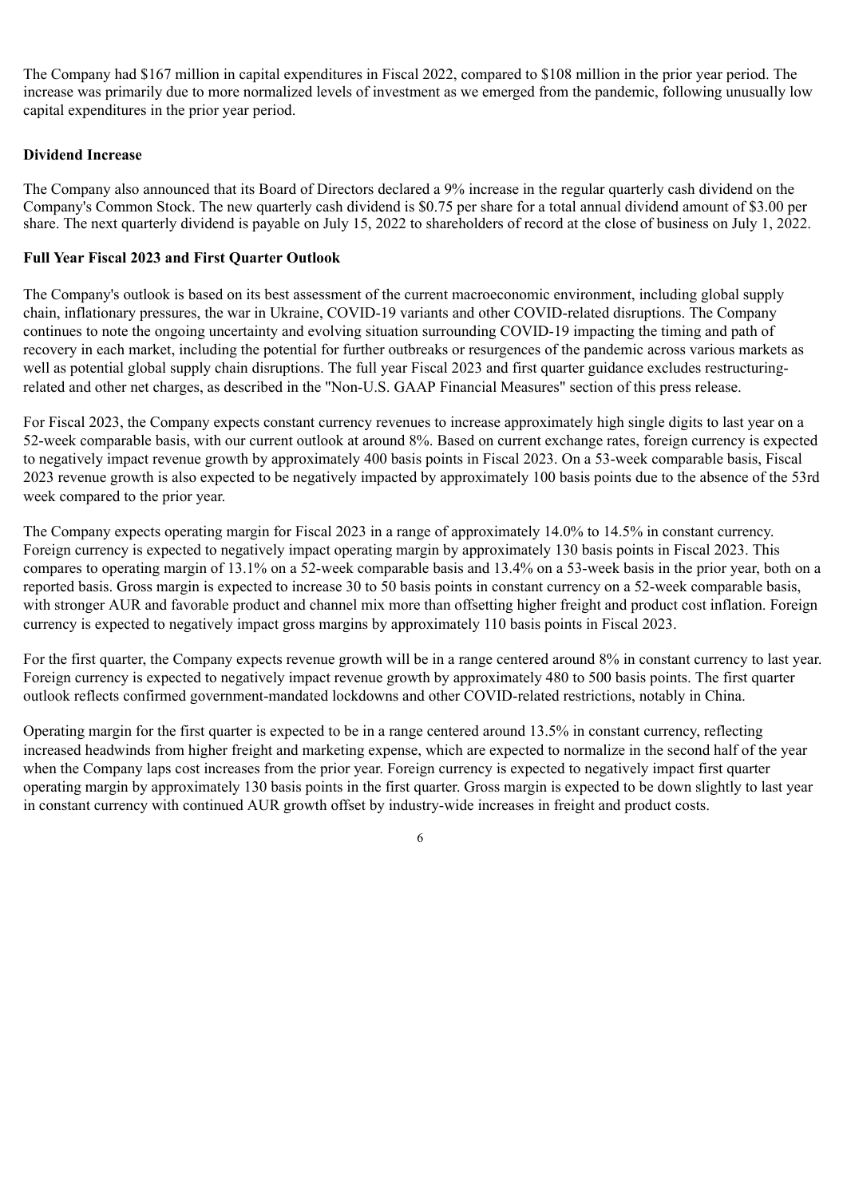The Company had $167 million in capital expenditures in Fiscal 2022, compared to $108 million in the prior year period. The increase was primarily due to more normalized levels of investment as we emerged from the pandemic, following unusually low capital expenditures in the prior year period.

**Dividend Increase**

The Company also announced that its Board of Directors declared a 9% increase in the regular quarterly cash dividend on the Company's Common Stock. The new quarterly cash dividend is $0.75 per share for a total annual dividend amount of $3.00 per share. The next quarterly dividend is payable on July 15, 2022 to shareholders of record at the close of business on July 1, 2022.

**Full Year Fiscal 2023 and First Quarter Outlook**

The Company's outlook is based on its best assessment of the current macroeconomic environment, including global supply chain, inflationary pressures, the war in Ukraine, COVID-19 variants and other COVID-related disruptions. The Company continues to note the ongoing uncertainty and evolving situation surrounding COVID-19 impacting the timing and path of recovery in each market, including the potential for further outbreaks or resurgences of the pandemic across various markets as well as potential global supply chain disruptions. The full year Fiscal 2023 and first quarter guidance excludes restructuring-related and other net charges, as described in the "Non-U.S. GAAP Financial Measures" section of this press release.

For Fiscal 2023, the Company expects constant currency revenues to increase approximately high single digits to last year on a 52-week comparable basis, with our current outlook at around 8%. Based on current exchange rates, foreign currency is expected to negatively impact revenue growth by approximately 400 basis points in Fiscal 2023. On a 53-week comparable basis, Fiscal 2023 revenue growth is also expected to be negatively impacted by approximately 100 basis points due to the absence of the 53rd week compared to the prior year.

The Company expects operating margin for Fiscal 2023 in a range of approximately 14.0% to 14.5% in constant currency. Foreign currency is expected to negatively impact operating margin by approximately 130 basis points in Fiscal 2023. This compares to operating margin of 13.1% on a 52-week comparable basis and 13.4% on a 53-week basis in the prior year, both on a reported basis. Gross margin is expected to increase 30 to 50 basis points in constant currency on a 52-week comparable basis, with stronger AUR and favorable product and channel mix more than offsetting higher freight and product cost inflation. Foreign currency is expected to negatively impact gross margins by approximately 110 basis points in Fiscal 2023.

For the first quarter, the Company expects revenue growth will be in a range centered around 8% in constant currency to last year. Foreign currency is expected to negatively impact revenue growth by approximately 480 to 500 basis points. The first quarter outlook reflects confirmed government-mandated lockdowns and other COVID-related restrictions, notably in China.

Operating margin for the first quarter is expected to be in a range centered around 13.5% in constant currency, reflecting increased headwinds from higher freight and marketing expense, which are expected to normalize in the second half of the year when the Company laps cost increases from the prior year. Foreign currency is expected to negatively impact first quarter operating margin by approximately 130 basis points in the first quarter. Gross margin is expected to be down slightly to last year in constant currency with continued AUR growth offset by industry-wide increases in freight and product costs.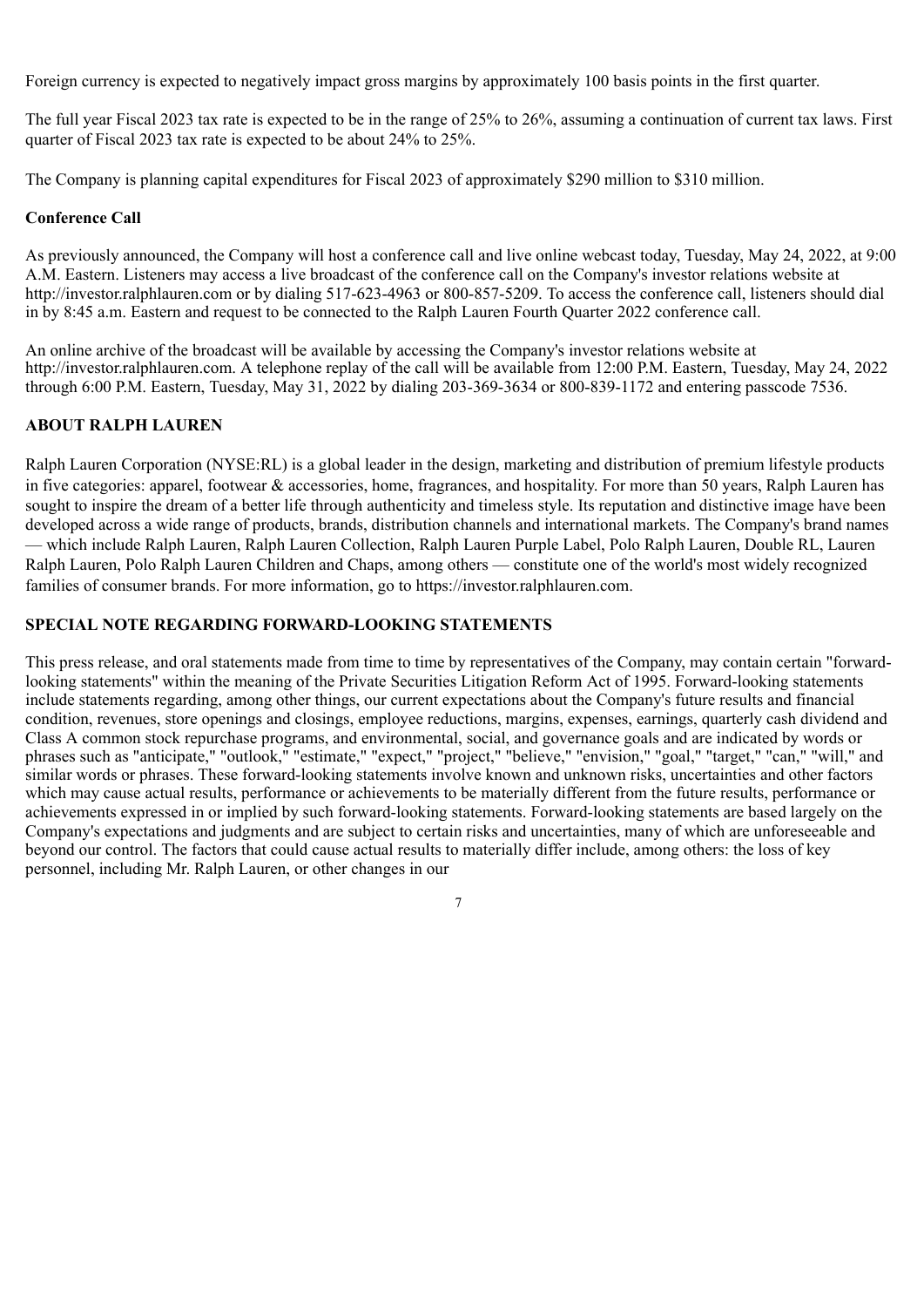Foreign currency is expected to negatively impact gross margins by approximately 100 basis points in the first quarter.

The full year Fiscal 2023 tax rate is expected to be in the range of 25% to 26%, assuming a continuation of current tax laws. First quarter of Fiscal 2023 tax rate is expected to be about 24% to 25%.

The Company is planning capital expenditures for Fiscal 2023 of approximately $290 million to $310 million.

**Conference Call**

As previously announced, the Company will host a conference call and live online webcast today, Tuesday, May 24, 2022, at 9:00 A.M. Eastern. Listeners may access a live broadcast of the conference call on the Company's investor relations website at http://investor.ralphlauren.com or by dialing 517-623-4963 or 800-857-5209. To access the conference call, listeners should dial in by 8:45 a.m. Eastern and request to be connected to the Ralph Lauren Fourth Quarter 2022 conference call.

An online archive of the broadcast will be available by accessing the Company's investor relations website at http://investor.ralphlauren.com. A telephone replay of the call will be available from 12:00 P.M. Eastern, Tuesday, May 24, 2022 through 6:00 P.M. Eastern, Tuesday, May 31, 2022 by dialing 203-369-3634 or 800-839-1172 and entering passcode 7536.

**ABOUT RALPH LAUREN**

Ralph Lauren Corporation (NYSE:RL) is a global leader in the design, marketing and distribution of premium lifestyle products in five categories: apparel, footwear & accessories, home, fragrances, and hospitality. For more than 50 years, Ralph Lauren has sought to inspire the dream of a better life through authenticity and timeless style. Its reputation and distinctive image have been developed across a wide range of products, brands, distribution channels and international markets. The Company's brand names — which include Ralph Lauren, Ralph Lauren Collection, Ralph Lauren Purple Label, Polo Ralph Lauren, Double RL, Lauren Ralph Lauren, Polo Ralph Lauren Children and Chaps, among others — constitute one of the world's most widely recognized families of consumer brands. For more information, go to https://investor.ralphlauren.com.

**SPECIAL NOTE REGARDING FORWARD-LOOKING STATEMENTS**

This press release, and oral statements made from time to time by representatives of the Company, may contain certain "forward-looking statements" within the meaning of the Private Securities Litigation Reform Act of 1995. Forward-looking statements include statements regarding, among other things, our current expectations about the Company's future results and financial condition, revenues, store openings and closings, employee reductions, margins, expenses, earnings, quarterly cash dividend and Class A common stock repurchase programs, and environmental, social, and governance goals and are indicated by words or phrases such as "anticipate," "outlook," "estimate," "expect," "project," "believe," "envision," "goal," "target," "can," "will," and similar words or phrases. These forward-looking statements involve known and unknown risks, uncertainties and other factors which may cause actual results, performance or achievements to be materially different from the future results, performance or achievements expressed in or implied by such forward-looking statements. Forward-looking statements are based largely on the Company's expectations and judgments and are subject to certain risks and uncertainties, many of which are unforeseeable and beyond our control. The factors that could cause actual results to materially differ include, among others: the loss of key personnel, including Mr. Ralph Lauren, or other changes in our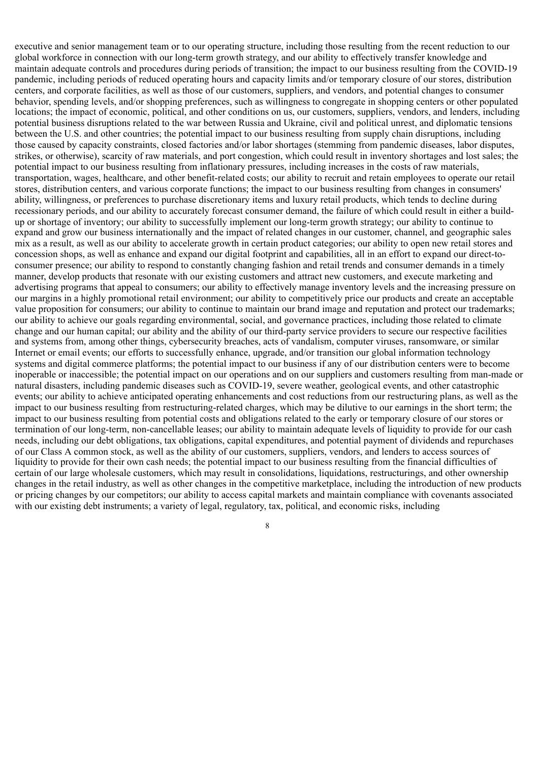executive and senior management team or to our operating structure, including those resulting from the recent reduction to our global workforce in connection with our long-term growth strategy, and our ability to effectively transfer knowledge and maintain adequate controls and procedures during periods of transition; the impact to our business resulting from the COVID-19 pandemic, including periods of reduced operating hours and capacity limits and/or temporary closure of our stores, distribution centers, and corporate facilities, as well as those of our customers, suppliers, and vendors, and potential changes to consumer behavior, spending levels, and/or shopping preferences, such as willingness to congregate in shopping centers or other populated locations; the impact of economic, political, and other conditions on us, our customers, suppliers, vendors, and lenders, including potential business disruptions related to the war between Russia and Ukraine, civil and political unrest, and diplomatic tensions between the U.S. and other countries; the potential impact to our business resulting from supply chain disruptions, including those caused by capacity constraints, closed factories and/or labor shortages (stemming from pandemic diseases, labor disputes, strikes, or otherwise), scarcity of raw materials, and port congestion, which could result in inventory shortages and lost sales; the potential impact to our business resulting from inflationary pressures, including increases in the costs of raw materials, transportation, wages, healthcare, and other benefit-related costs; our ability to recruit and retain employees to operate our retail stores, distribution centers, and various corporate functions; the impact to our business resulting from changes in consumers' ability, willingness, or preferences to purchase discretionary items and luxury retail products, which tends to decline during recessionary periods, and our ability to accurately forecast consumer demand, the failure of which could result in either a build-up or shortage of inventory; our ability to successfully implement our long-term growth strategy; our ability to continue to expand and grow our business internationally and the impact of related changes in our customer, channel, and geographic sales mix as a result, as well as our ability to accelerate growth in certain product categories; our ability to open new retail stores and concession shops, as well as enhance and expand our digital footprint and capabilities, all in an effort to expand our direct-to-consumer presence; our ability to respond to constantly changing fashion and retail trends and consumer demands in a timely manner, develop products that resonate with our existing customers and attract new customers, and execute marketing and advertising programs that appeal to consumers; our ability to effectively manage inventory levels and the increasing pressure on our margins in a highly promotional retail environment; our ability to competitively price our products and create an acceptable value proposition for consumers; our ability to continue to maintain our brand image and reputation and protect our trademarks; our ability to achieve our goals regarding environmental, social, and governance practices, including those related to climate change and our human capital; our ability and the ability of our third-party service providers to secure our respective facilities and systems from, among other things, cybersecurity breaches, acts of vandalism, computer viruses, ransomware, or similar Internet or email events; our efforts to successfully enhance, upgrade, and/or transition our global information technology systems and digital commerce platforms; the potential impact to our business if any of our distribution centers were to become inoperable or inaccessible; the potential impact on our operations and on our suppliers and customers resulting from man-made or natural disasters, including pandemic diseases such as COVID-19, severe weather, geological events, and other catastrophic events; our ability to achieve anticipated operating enhancements and cost reductions from our restructuring plans, as well as the impact to our business resulting from restructuring-related charges, which may be dilutive to our earnings in the short term; the impact to our business resulting from potential costs and obligations related to the early or temporary closure of our stores or termination of our long-term, non-cancellable leases; our ability to maintain adequate levels of liquidity to provide for our cash needs, including our debt obligations, tax obligations, capital expenditures, and potential payment of dividends and repurchases of our Class A common stock, as well as the ability of our customers, suppliers, vendors, and lenders to access sources of liquidity to provide for their own cash needs; the potential impact to our business resulting from the financial difficulties of certain of our large wholesale customers, which may result in consolidations, liquidations, restructurings, and other ownership changes in the retail industry, as well as other changes in the competitive marketplace, including the introduction of new products or pricing changes by our competitors; our ability to access capital markets and maintain compliance with covenants associated with our existing debt instruments; a variety of legal, regulatory, tax, political, and economic risks, including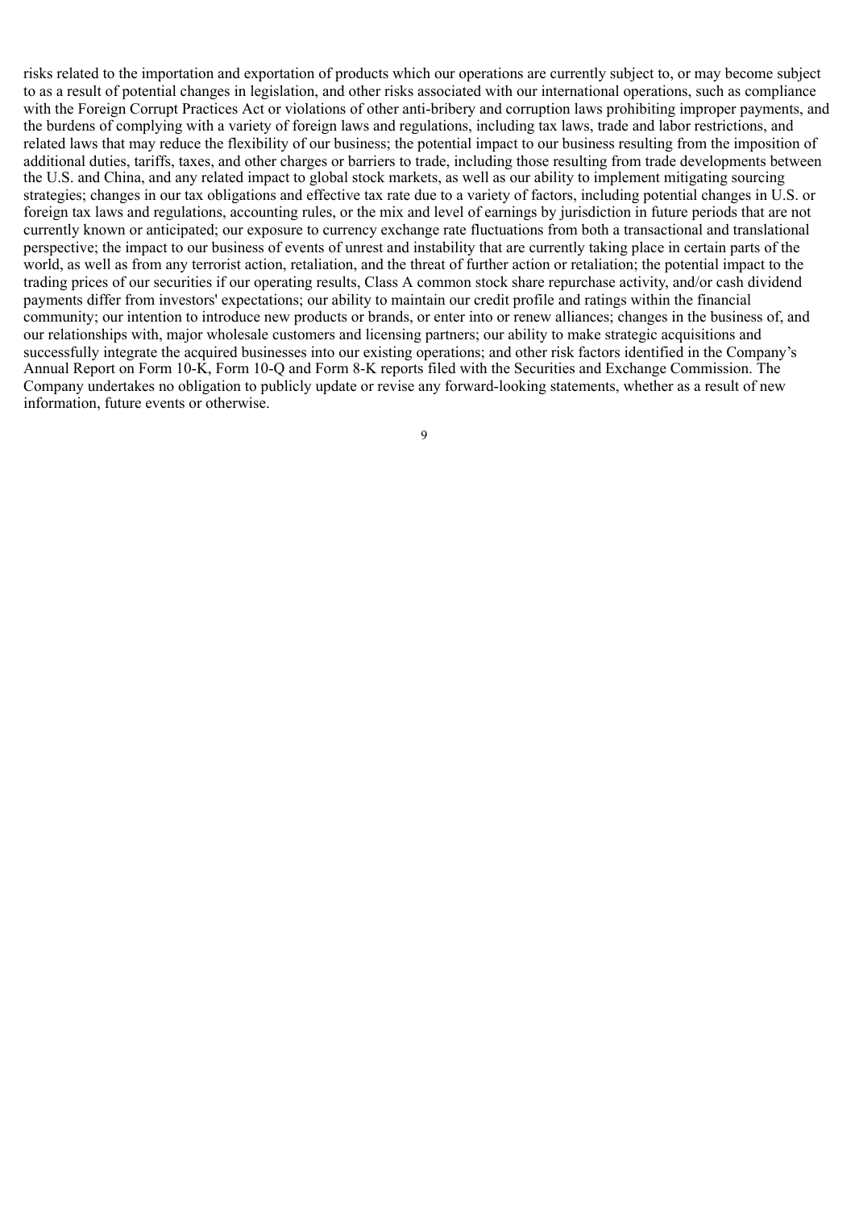risks related to the importation and exportation of products which our operations are currently subject to, or may become subject to as a result of potential changes in legislation, and other risks associated with our international operations, such as compliance with the Foreign Corrupt Practices Act or violations of other anti-bribery and corruption laws prohibiting improper payments, and the burdens of complying with a variety of foreign laws and regulations, including tax laws, trade and labor restrictions, and related laws that may reduce the flexibility of our business; the potential impact to our business resulting from the imposition of additional duties, tariffs, taxes, and other charges or barriers to trade, including those resulting from trade developments between the U.S. and China, and any related impact to global stock markets, as well as our ability to implement mitigating sourcing strategies; changes in our tax obligations and effective tax rate due to a variety of factors, including potential changes in U.S. or foreign tax laws and regulations, accounting rules, or the mix and level of earnings by jurisdiction in future periods that are not currently known or anticipated; our exposure to currency exchange rate fluctuations from both a transactional and translational perspective; the impact to our business of events of unrest and instability that are currently taking place in certain parts of the world, as well as from any terrorist action, retaliation, and the threat of further action or retaliation; the potential impact to the trading prices of our securities if our operating results, Class A common stock share repurchase activity, and/or cash dividend payments differ from investors' expectations; our ability to maintain our credit profile and ratings within the financial community; our intention to introduce new products or brands, or enter into or renew alliances; changes in the business of, and our relationships with, major wholesale customers and licensing partners; our ability to make strategic acquisitions and successfully integrate the acquired businesses into our existing operations; and other risk factors identified in the Company's Annual Report on Form 10-K, Form 10-Q and Form 8-K reports filed with the Securities and Exchange Commission. The Company undertakes no obligation to publicly update or revise any forward-looking statements, whether as a result of new information, future events or otherwise.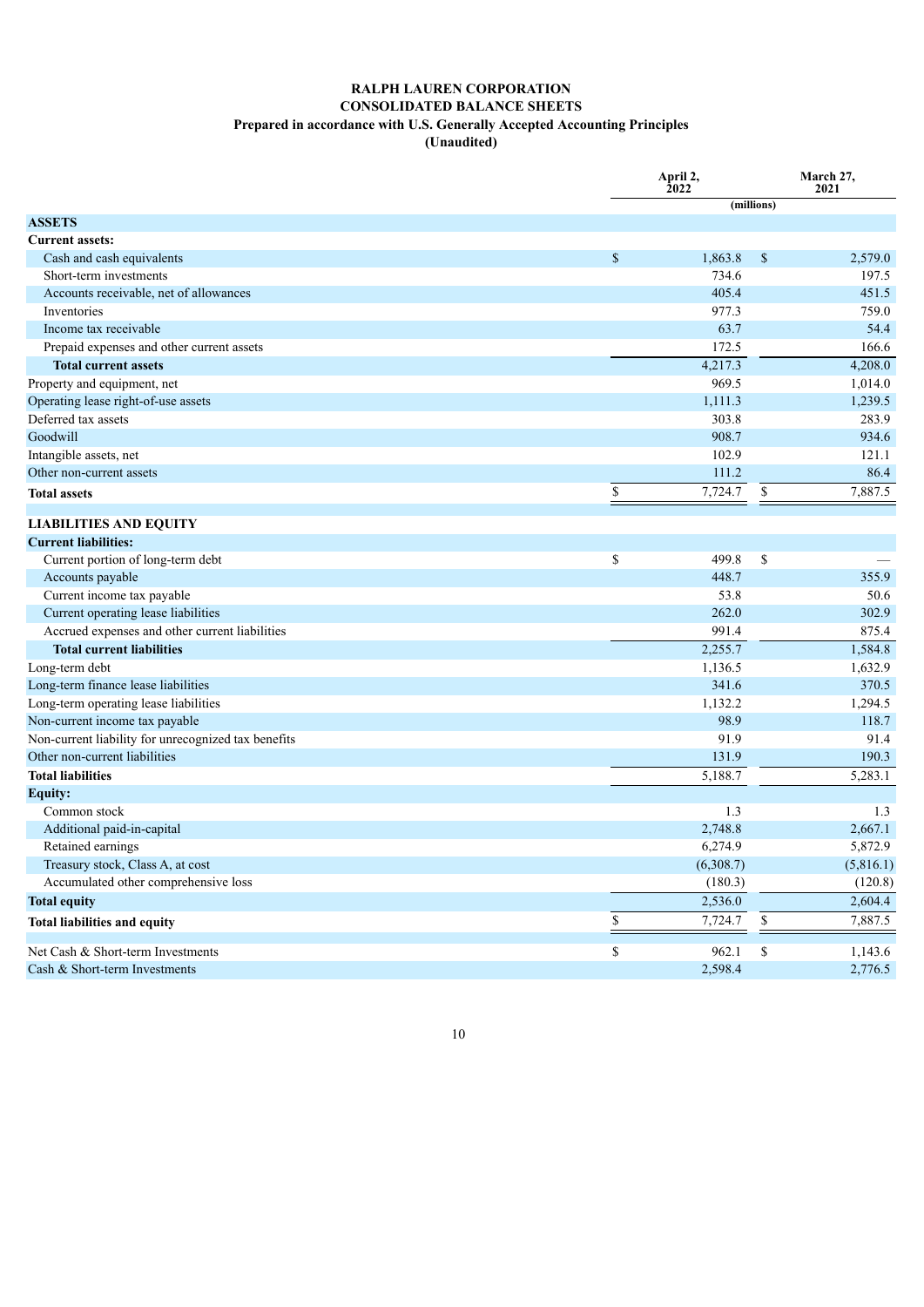# RALPH LAUREN CORPORATION
## CONSOLIDATED BALANCE SHEETS
### Prepared in accordance with U.S. Generally Accepted Accounting Principles
### (Unaudited)

| | April 2, 2022 | March 27, 2021 |
|---|---|---|
| | (millions) | |
| **ASSETS** | | |
| **Current assets:** | | |
| Cash and cash equivalents | $ 1,863.8 | $ 2,579.0 |
| Short-term investments | 734.6 | 197.5 |
| Accounts receivable, net of allowances | 405.4 | 451.5 |
| Inventories | 977.3 | 759.0 |
| Income tax receivable | 63.7 | 54.4 |
| Prepaid expenses and other current assets | 172.5 | 166.6 |
| **Total current assets** | 4,217.3 | 4,208.0 |
| Property and equipment, net | 969.5 | 1,014.0 |
| Operating lease right-of-use assets | 1,111.3 | 1,239.5 |
| Deferred tax assets | 303.8 | 283.9 |
| Goodwill | 908.7 | 934.6 |
| Intangible assets, net | 102.9 | 121.1 |
| Other non-current assets | 111.2 | 86.4 |
| **Total assets** | $ 7,724.7 | $ 7,887.5 |
| | | |
| **LIABILITIES AND EQUITY** | | |
| **Current liabilities:** | | |
| Current portion of long-term debt | $ 499.8 | $ — |
| Accounts payable | 448.7 | 355.9 |
| Current income tax payable | 53.8 | 50.6 |
| Current operating lease liabilities | 262.0 | 302.9 |
| Accrued expenses and other current liabilities | 991.4 | 875.4 |
| **Total current liabilities** | 2,255.7 | 1,584.8 |
| Long-term debt | 1,136.5 | 1,632.9 |
| Long-term finance lease liabilities | 341.6 | 370.5 |
| Long-term operating lease liabilities | 1,132.2 | 1,294.5 |
| Non-current income tax payable | 98.9 | 118.7 |
| Non-current liability for unrecognized tax benefits | 91.9 | 91.4 |
| Other non-current liabilities | 131.9 | 190.3 |
| **Total liabilities** | 5,188.7 | 5,283.1 |
| **Equity:** | | |
| Common stock | 1.3 | 1.3 |
| Additional paid-in-capital | 2,748.8 | 2,667.1 |
| Retained earnings | 6,274.9 | 5,872.9 |
| Treasury stock, Class A, at cost | (6,308.7) | (5,816.1) |
| Accumulated other comprehensive loss | (180.3) | (120.8) |
| **Total equity** | 2,536.0 | 2,604.4 |
| **Total liabilities and equity** | $ 7,724.7 | $ 7,887.5 |
| | | |
| Net Cash & Short-term Investments | $ 962.1 | $ 1,143.6 |
| Cash & Short-term Investments | 2,598.4 | 2,776.5 |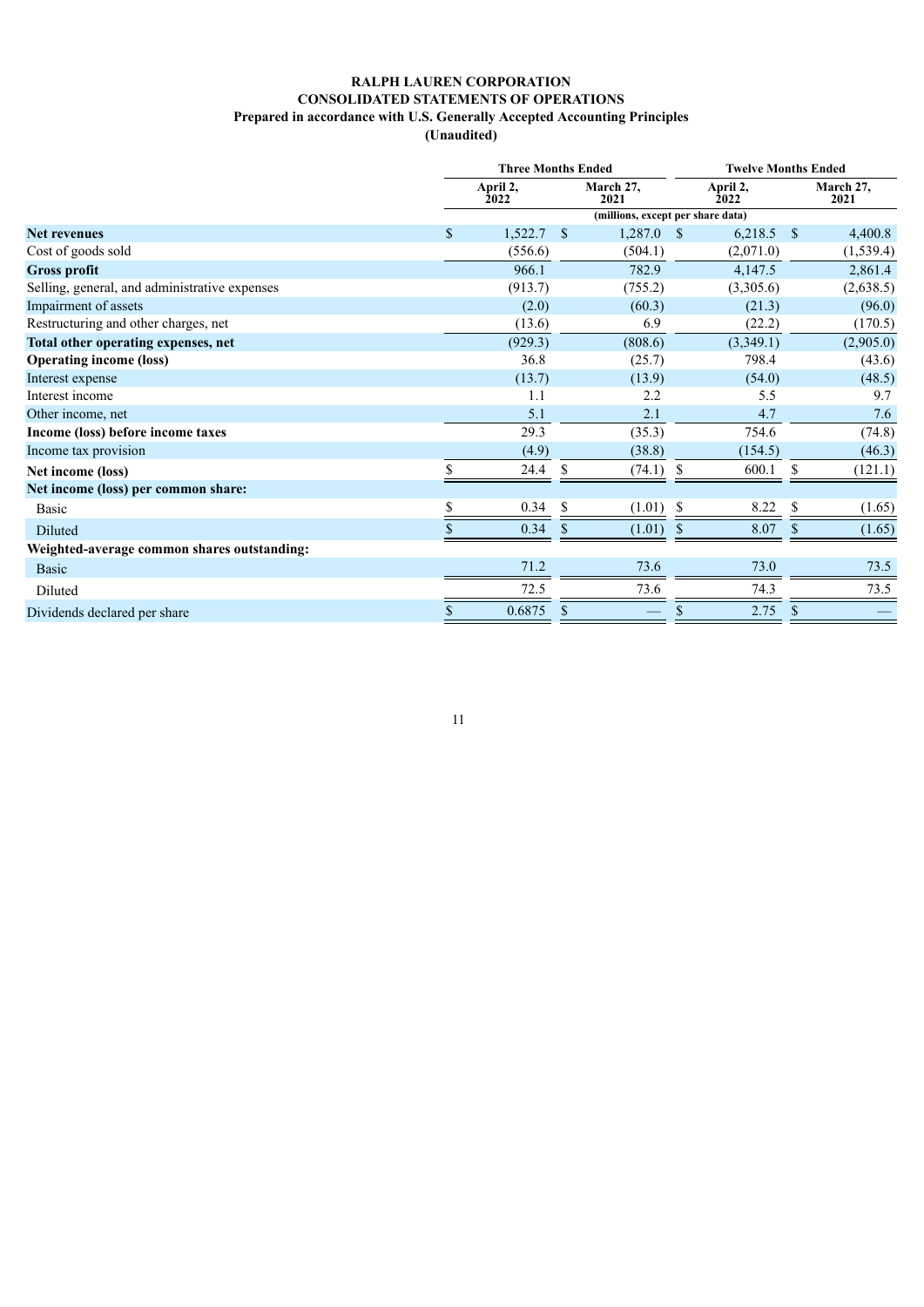**RALPH LAUREN CORPORATION**
**CONSOLIDATED STATEMENTS OF OPERATIONS**
**Prepared in accordance with U.S. Generally Accepted Accounting Principles**
**(Unaudited)**

| | Three Months Ended | | Twelve Months Ended | |
|---|---|---|---|---|
| | April 2, 2022 | March 27, 2021 | April 2, 2022 | March 27, 2021 |
| | (millions, except per share data) | | | |
| **Net revenues** | $ 1,522.7 | $ 1,287.0 | $ 6,218.5 | $ 4,400.8 |
| Cost of goods sold | (556.6) | (504.1) | (2,071.0) | (1,539.4) |
| **Gross profit** | 966.1 | 782.9 | 4,147.5 | 2,861.4 |
| Selling, general, and administrative expenses | (913.7) | (755.2) | (3,305.6) | (2,638.5) |
| Impairment of assets | (2.0) | (60.3) | (21.3) | (96.0) |
| Restructuring and other charges, net | (13.6) | 6.9 | (22.2) | (170.5) |
| **Total other operating expenses, net** | (929.3) | (808.6) | (3,349.1) | (2,905.0) |
| **Operating income (loss)** | 36.8 | (25.7) | 798.4 | (43.6) |
| Interest expense | (13.7) | (13.9) | (54.0) | (48.5) |
| Interest income | 1.1 | 2.2 | 5.5 | 9.7 |
| Other income, net | 5.1 | 2.1 | 4.7 | 7.6 |
| **Income (loss) before income taxes** | 29.3 | (35.3) | 754.6 | (74.8) |
| Income tax provision | (4.9) | (38.8) | (154.5) | (46.3) |
| **Net income (loss)** | $ 24.4 | $ (74.1) | $ 600.1 | $ (121.1) |
| **Net income (loss) per common share:** | | | | |
| Basic | $ 0.34 | $ (1.01) | $ 8.22 | $ (1.65) |
| Diluted | $ 0.34 | $ (1.01) | $ 8.07 | $ (1.65) |
| **Weighted-average common shares outstanding:** | | | | |
| Basic | 71.2 | 73.6 | 73.0 | 73.5 |
| Diluted | 72.5 | 73.6 | 74.3 | 73.5 |
| Dividends declared per share | $ 0.6875 | $ — | $ 2.75 | $ — |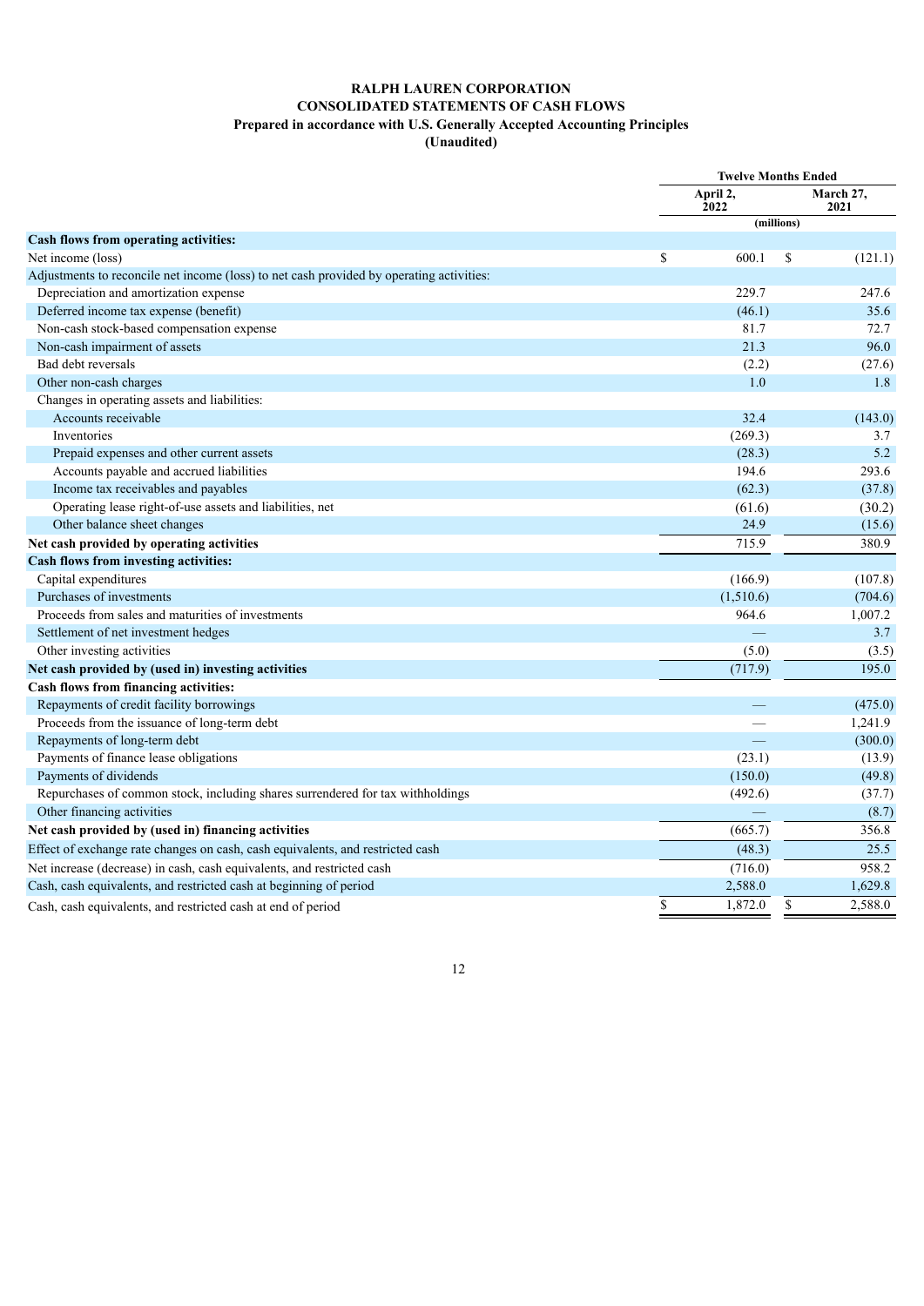**RALPH LAUREN CORPORATION**
**CONSOLIDATED STATEMENTS OF CASH FLOWS**
**Prepared in accordance with U.S. Generally Accepted Accounting Principles**
**(Unaudited)**

| | Twelve Months Ended | |
|---|---|---|
| | April 2, 2022 | March 27, 2021 |
| | (millions) | |
| **Cash flows from operating activities:** | | |
| Net income (loss) | $ 600.1 | $ (121.1) |
| Adjustments to reconcile net income (loss) to net cash provided by operating activities: | | |
| Depreciation and amortization expense | 229.7 | 247.6 |
| Deferred income tax expense (benefit) | (46.1) | 35.6 |
| Non-cash stock-based compensation expense | 81.7 | 72.7 |
| Non-cash impairment of assets | 21.3 | 96.0 |
| Bad debt reversals | (2.2) | (27.6) |
| Other non-cash charges | 1.0 | 1.8 |
| Changes in operating assets and liabilities: | | |
| Accounts receivable | 32.4 | (143.0) |
| Inventories | (269.3) | 3.7 |
| Prepaid expenses and other current assets | (28.3) | 5.2 |
| Accounts payable and accrued liabilities | 194.6 | 293.6 |
| Income tax receivables and payables | (62.3) | (37.8) |
| Operating lease right-of-use assets and liabilities, net | (61.6) | (30.2) |
| Other balance sheet changes | 24.9 | (15.6) |
| **Net cash provided by operating activities** | 715.9 | 380.9 |
| **Cash flows from investing activities:** | | |
| Capital expenditures | (166.9) | (107.8) |
| Purchases of investments | (1,510.6) | (704.6) |
| Proceeds from sales and maturities of investments | 964.6 | 1,007.2 |
| Settlement of net investment hedges | — | 3.7 |
| Other investing activities | (5.0) | (3.5) |
| **Net cash provided by (used in) investing activities** | (717.9) | 195.0 |
| **Cash flows from financing activities:** | | |
| Repayments of credit facility borrowings | — | (475.0) |
| Proceeds from the issuance of long-term debt | — | 1,241.9 |
| Repayments of long-term debt | — | (300.0) |
| Payments of finance lease obligations | (23.1) | (13.9) |
| Payments of dividends | (150.0) | (49.8) |
| Repurchases of common stock, including shares surrendered for tax withholdings | (492.6) | (37.7) |
| Other financing activities | — | (8.7) |
| **Net cash provided by (used in) financing activities** | (665.7) | 356.8 |
| Effect of exchange rate changes on cash, cash equivalents, and restricted cash | (48.3) | 25.5 |
| Net increase (decrease) in cash, cash equivalents, and restricted cash | (716.0) | 958.2 |
| Cash, cash equivalents, and restricted cash at beginning of period | 2,588.0 | 1,629.8 |
| Cash, cash equivalents, and restricted cash at end of period | $ 1,872.0 | $ 2,588.0 |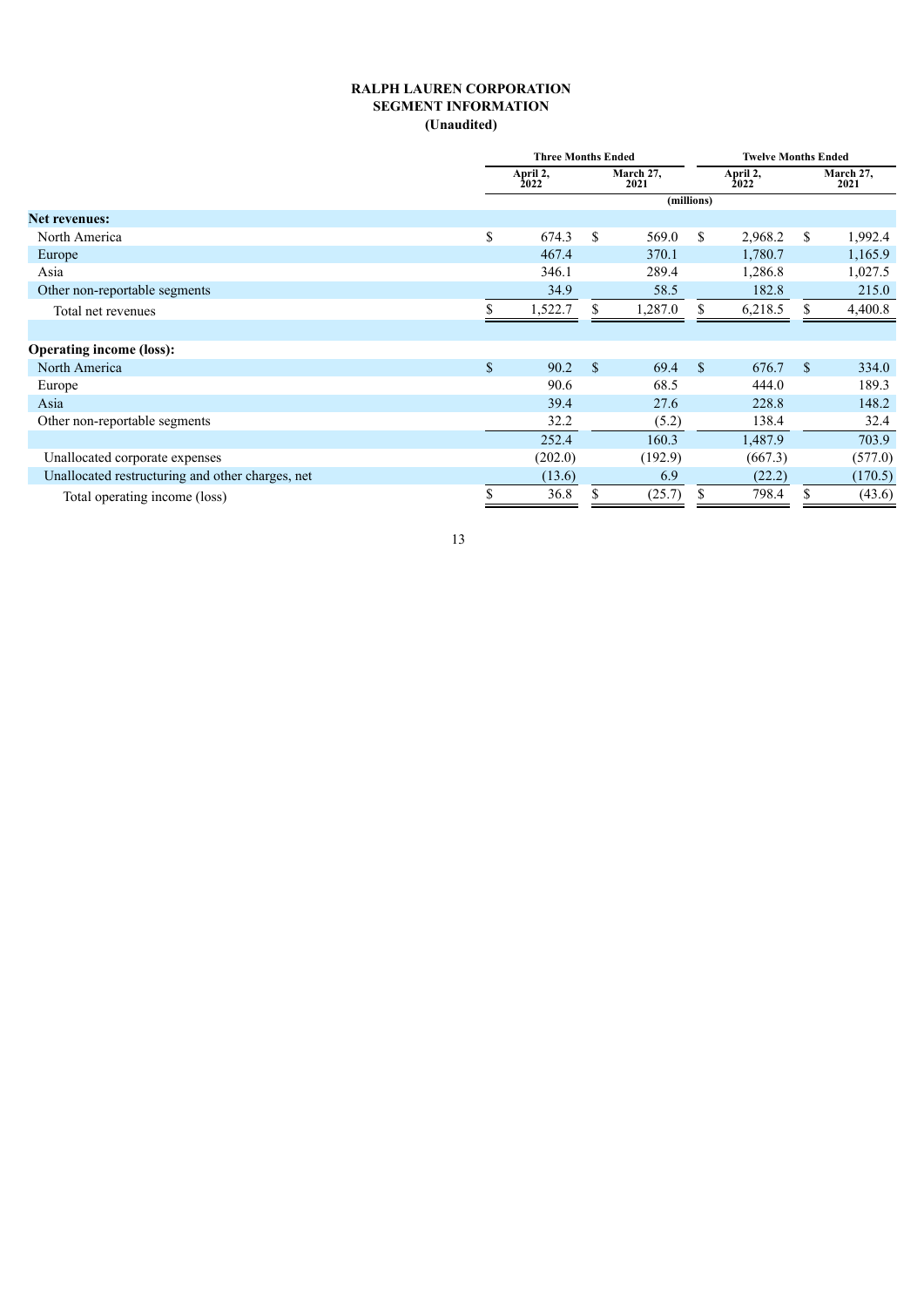**RALPH LAUREN CORPORATION**
**SEGMENT INFORMATION**
**(Unaudited)**

| | Three Months Ended | | Twelve Months Ended | |
|---|---|---|---|---|
| | April 2, 2022 | March 27, 2021 | April 2, 2022 | March 27, 2021 |
| | (millions) | | | |
| **Net revenues:** | | | | |
| North America | $ 674.3 | $ 569.0 | $ 2,968.2 | $ 1,992.4 |
| Europe | 467.4 | 370.1 | 1,780.7 | 1,165.9 |
| Asia | 346.1 | 289.4 | 1,286.8 | 1,027.5 |
| Other non-reportable segments | 34.9 | 58.5 | 182.8 | 215.0 |
| Total net revenues | $ 1,522.7 | $ 1,287.0 | $ 6,218.5 | $ 4,400.8 |
| | | | | |
| **Operating income (loss):** | | | | |
| North America | $ 90.2 | $ 69.4 | $ 676.7 | $ 334.0 |
| Europe | 90.6 | 68.5 | 444.0 | 189.3 |
| Asia | 39.4 | 27.6 | 228.8 | 148.2 |
| Other non-reportable segments | 32.2 | (5.2) | 138.4 | 32.4 |
| | 252.4 | 160.3 | 1,487.9 | 703.9 |
| Unallocated corporate expenses | (202.0) | (192.9) | (667.3) | (577.0) |
| Unallocated restructuring and other charges, net | (13.6) | 6.9 | (22.2) | (170.5) |
| Total operating income (loss) | $ 36.8 | $ (25.7) | $ 798.4 | $ (43.6) |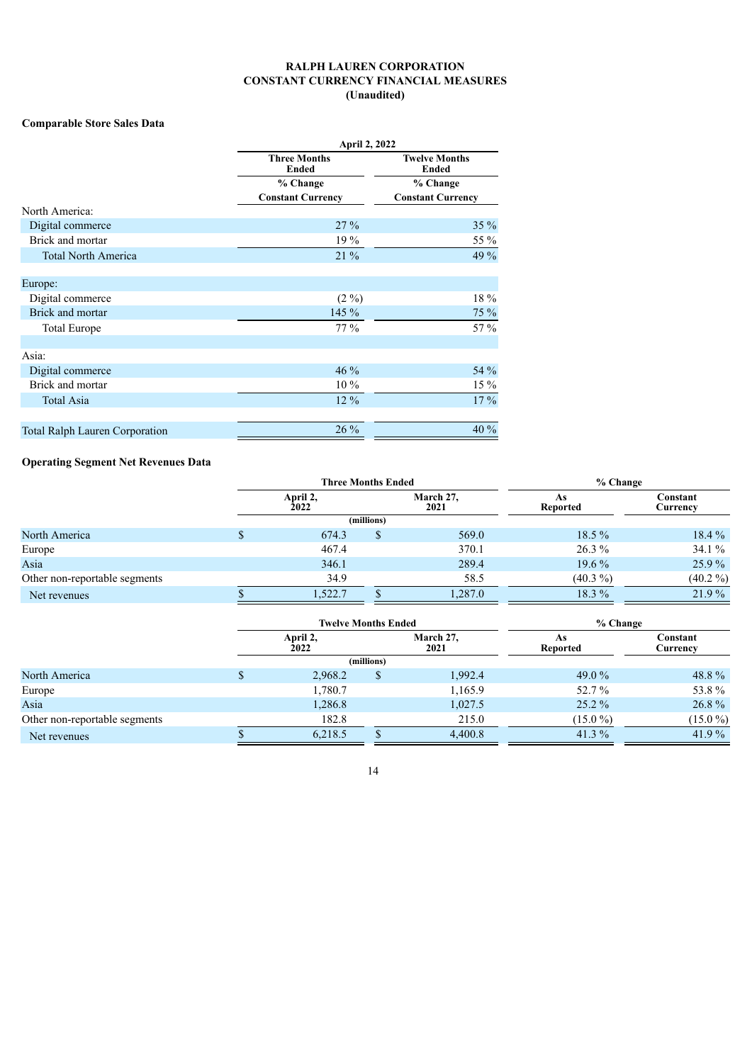# RALPH LAUREN CORPORATION
# CONSTANT CURRENCY FINANCIAL MEASURES
# (Unaudited)

### Comparable Store Sales Data

| | April 2, 2022 | |
|---|---|---|
| | Three Months Ended | Twelve Months Ended |
| | % Change Constant Currency | % Change Constant Currency |
| North America: | | |
| Digital commerce | 27 % | 35 % |
| Brick and mortar | 19 % | 55 % |
| Total North America | 21 % | 49 % |
| | | |
| Europe: | | |
| Digital commerce | (2 %) | 18 % |
| Brick and mortar | 145 % | 75 % |
| Total Europe | 77 % | 57 % |
| | | |
| Asia: | | |
| Digital commerce | 46 % | 54 % |
| Brick and mortar | 10 % | 15 % |
| Total Asia | 12 % | 17 % |
| | | |
| Total Ralph Lauren Corporation | 26 % | 40 % |

### Operating Segment Net Revenues Data

| | Three Months Ended | | % Change | |
|---|---|---|---|---|
| | April 2, 2022 | March 27, 2021 | As Reported | Constant Currency |
| | (millions) | | | |
| North America | $ 674.3 | $ 569.0 | 18.5 % | 18.4 % |
| Europe | 467.4 | 370.1 | 26.3 % | 34.1 % |
| Asia | 346.1 | 289.4 | 19.6 % | 25.9 % |
| Other non-reportable segments | 34.9 | 58.5 | (40.3 %) | (40.2 %) |
| Net revenues | $ 1,522.7 | $ 1,287.0 | 18.3 % | 21.9 % |

| | Twelve Months Ended | | % Change | |
|---|---|---|---|---|
| | April 2, 2022 | March 27, 2021 | As Reported | Constant Currency |
| | (millions) | | | |
| North America | $ 2,968.2 | $ 1,992.4 | 49.0 % | 48.8 % |
| Europe | 1,780.7 | 1,165.9 | 52.7 % | 53.8 % |
| Asia | 1,286.8 | 1,027.5 | 25.2 % | 26.8 % |
| Other non-reportable segments | 182.8 | 215.0 | (15.0 %) | (15.0 %) |
| Net revenues | $ 6,218.5 | $ 4,400.8 | 41.3 % | 41.9 % |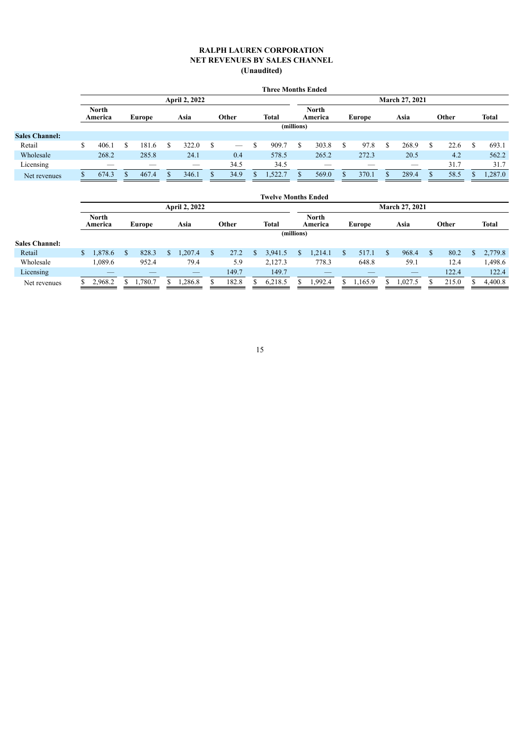# RALPH LAUREN CORPORATION
## NET REVENUES BY SALES CHANNEL
### (Unaudited)

| | Three Months Ended | | | | | | | | | |
|---|---|---|---|---|---|---|---|---|---|---|
| | April 2, 2022 | | | | | March 27, 2021 | | | | |
| | North America | Europe | Asia | Other | Total | North America | Europe | Asia | Other | Total |
| | (millions) | | | | | | | | | |
| **Sales Channel:** | | | | | | | | | | |
| Retail | $ 406.1 | $ 181.6 | $ 322.0 | $ — | $ 909.7 | $ 303.8 | $ 97.8 | $ 268.9 | $ 22.6 | $ 693.1 |
| Wholesale | 268.2 | 285.8 | 24.1 | 0.4 | 578.5 | 265.2 | 272.3 | 20.5 | 4.2 | 562.2 |
| Licensing | — | — | — | 34.5 | 34.5 | — | — | — | 31.7 | 31.7 |
| Net revenues | $ 674.3 | $ 467.4 | $ 346.1 | $ 34.9 | $ 1,522.7 | $ 569.0 | $ 370.1 | $ 289.4 | $ 58.5 | $ 1,287.0 |

| | Twelve Months Ended | | | | | | | | | |
|---|---|---|---|---|---|---|---|---|---|---|
| | April 2, 2022 | | | | | March 27, 2021 | | | | |
| | North America | Europe | Asia | Other | Total | North America | Europe | Asia | Other | Total |
| | (millions) | | | | | | | | | |
| **Sales Channel:** | | | | | | | | | | |
| Retail | $ 1,878.6 | $ 828.3 | $ 1,207.4 | $ 27.2 | $ 3,941.5 | $ 1,214.1 | $ 517.1 | $ 968.4 | $ 80.2 | $ 2,779.8 |
| Wholesale | 1,089.6 | 952.4 | 79.4 | 5.9 | 2,127.3 | 778.3 | 648.8 | 59.1 | 12.4 | 1,498.6 |
| Licensing | — | — | — | 149.7 | 149.7 | — | — | — | 122.4 | 122.4 |
| Net revenues | $ 2,968.2 | $ 1,780.7 | $ 1,286.8 | $ 182.8 | $ 6,218.5 | $ 1,992.4 | $ 1,165.9 | $ 1,027.5 | $ 215.0 | $ 4,400.8 |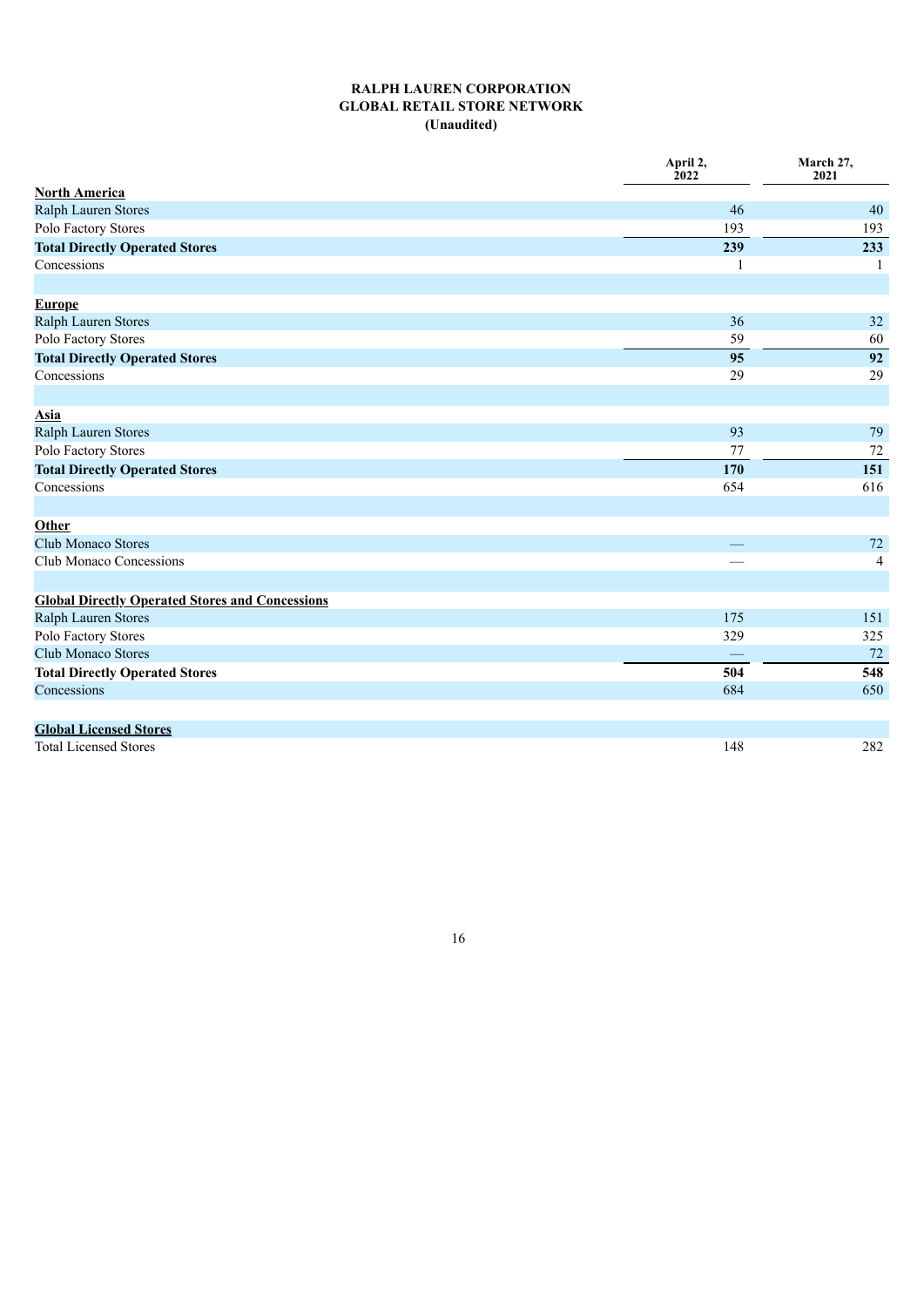# RALPH LAUREN CORPORATION
## GLOBAL RETAIL STORE NETWORK
### (Unaudited)

| | April 2, 2022 | March 27, 2021 |
|---|---|---|
| **North America** | | |
| Ralph Lauren Stores | 46 | 40 |
| Polo Factory Stores | 193 | 193 |
| **Total Directly Operated Stores** | **239** | **233** |
| Concessions | 1 | 1 |
| | | |
| **Europe** | | |
| Ralph Lauren Stores | 36 | 32 |
| Polo Factory Stores | 59 | 60 |
| **Total Directly Operated Stores** | **95** | **92** |
| Concessions | 29 | 29 |
| | | |
| **Asia** | | |
| Ralph Lauren Stores | 93 | 79 |
| Polo Factory Stores | 77 | 72 |
| **Total Directly Operated Stores** | **170** | **151** |
| Concessions | 654 | 616 |
| | | |
| **Other** | | |
| Club Monaco Stores | — | 72 |
| Club Monaco Concessions | — | 4 |
| | | |
| **Global Directly Operated Stores and Concessions** | | |
| Ralph Lauren Stores | 175 | 151 |
| Polo Factory Stores | 329 | 325 |
| Club Monaco Stores | — | 72 |
| **Total Directly Operated Stores** | **504** | **548** |
| Concessions | 684 | 650 |
| | | |
| **Global Licensed Stores** | | |
| Total Licensed Stores | 148 | 282 |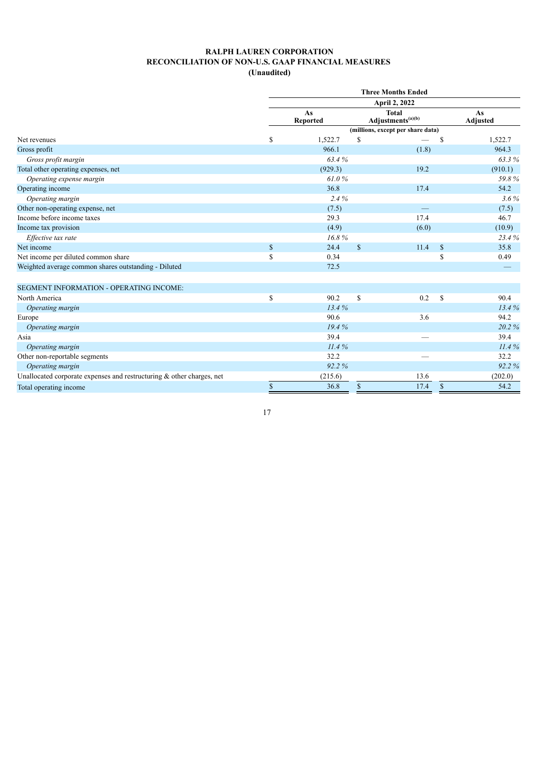# RALPH LAUREN CORPORATION
## RECONCILIATION OF NON-U.S. GAAP FINANCIAL MEASURES
**(Unaudited)**

| | Three Months Ended | | |
|---|---|---|---|
| | April 2, 2022 | | |
| | As Reported | Total Adjustments[(a)(b)] | As Adjusted |
| | (millions, except per share data) | | |
| Net revenues | $ 1,522.7 | $ — | $ 1,522.7 |
| Gross profit | 966.1 | (1.8) | 964.3 |
| *Gross profit margin* | *63.4 %* | | *63.3 %* |
| Total other operating expenses, net | (929.3) | 19.2 | (910.1) |
| *Operating expense margin* | *61.0 %* | | *59.8 %* |
| Operating income | 36.8 | 17.4 | 54.2 |
| *Operating margin* | *2.4 %* | | *3.6 %* |
| Other non-operating expense, net | (7.5) | — | (7.5) |
| Income before income taxes | 29.3 | 17.4 | 46.7 |
| Income tax provision | (4.9) | (6.0) | (10.9) |
| *Effective tax rate* | *16.8 %* | | *23.4 %* |
| Net income | $ 24.4 | $ 11.4 | $ 35.8 |
| Net income per diluted common share | $ 0.34 | | $ 0.49 |
| Weighted average common shares outstanding - Diluted | 72.5 | | — |
| | | | |
| SEGMENT INFORMATION - OPERATING INCOME: | | | |
| North America | $ 90.2 | $ 0.2 | $ 90.4 |
| *Operating margin* | *13.4 %* | | *13.4 %* |
| Europe | 90.6 | 3.6 | 94.2 |
| *Operating margin* | *19.4 %* | | *20.2 %* |
| Asia | 39.4 | — | 39.4 |
| *Operating margin* | *11.4 %* | | *11.4 %* |
| Other non-reportable segments | 32.2 | — | 32.2 |
| *Operating margin* | *92.2 %* | | *92.2 %* |
| Unallocated corporate expenses and restructuring & other charges, net | (215.6) | 13.6 | (202.0) |
| Total operating income | $ 36.8 | $ 17.4 | $ 54.2 |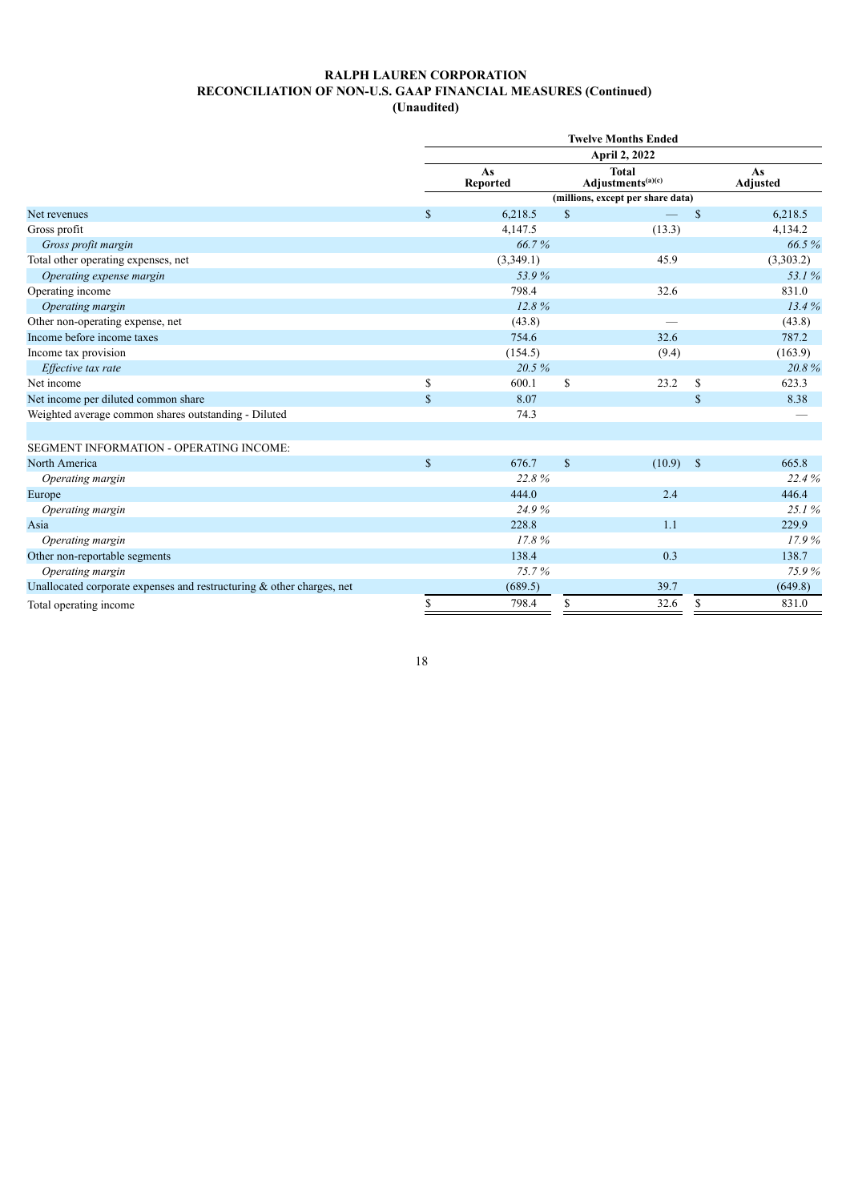**RALPH LAUREN CORPORATION**
**RECONCILIATION OF NON-U.S. GAAP FINANCIAL MEASURES (Continued)**
**(Unaudited)**

| | Twelve Months Ended | | |
|---|---|---|---|
| | April 2, 2022 | | |
| | As Reported | Total Adjustments[(a)(c)] | As Adjusted |
| | (millions, except per share data) | | |
| Net revenues | $ 6,218.5 | $ — | $ 6,218.5 |
| Gross profit | 4,147.5 | (13.3) | 4,134.2 |
| *Gross profit margin* | *66.7 %* | | *66.5 %* |
| Total other operating expenses, net | (3,349.1) | 45.9 | (3,303.2) |
| *Operating expense margin* | *53.9 %* | | *53.1 %* |
| Operating income | 798.4 | 32.6 | 831.0 |
| *Operating margin* | *12.8 %* | | *13.4 %* |
| Other non-operating expense, net | (43.8) | — | (43.8) |
| Income before income taxes | 754.6 | 32.6 | 787.2 |
| Income tax provision | (154.5) | (9.4) | (163.9) |
| *Effective tax rate* | *20.5 %* | | *20.8 %* |
| Net income | $ 600.1 | $ 23.2 | $ 623.3 |
| Net income per diluted common share | $ 8.07 | | $ 8.38 |
| Weighted average common shares outstanding - Diluted | 74.3 | | — |
| | | | |
| SEGMENT INFORMATION - OPERATING INCOME: | | | |
| North America | $ 676.7 | $ (10.9) | $ 665.8 |
| *Operating margin* | *22.8 %* | | *22.4 %* |
| Europe | 444.0 | 2.4 | 446.4 |
| *Operating margin* | *24.9 %* | | *25.1 %* |
| Asia | 228.8 | 1.1 | 229.9 |
| *Operating margin* | *17.8 %* | | *17.9 %* |
| Other non-reportable segments | 138.4 | 0.3 | 138.7 |
| *Operating margin* | *75.7 %* | | *75.9 %* |
| Unallocated corporate expenses and restructuring & other charges, net | (689.5) | 39.7 | (649.8) |
| Total operating income | $ 798.4 | $ 32.6 | $ 831.0 |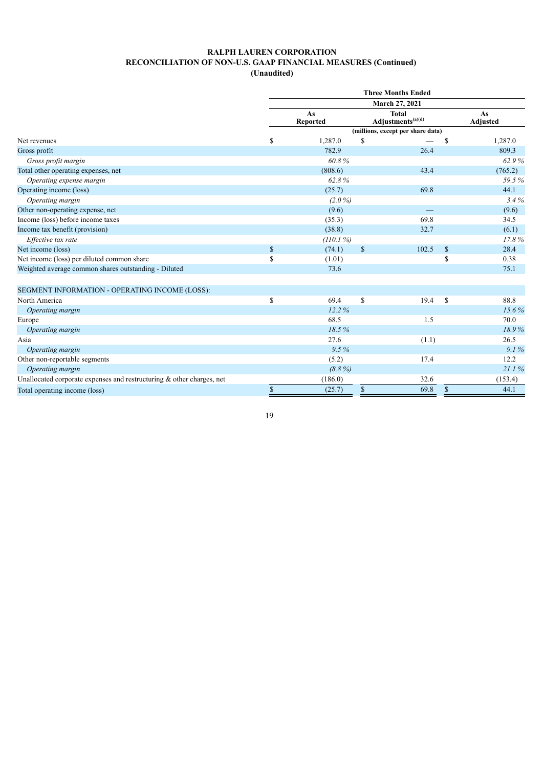**RALPH LAUREN CORPORATION**
**RECONCILIATION OF NON-U.S. GAAP FINANCIAL MEASURES (Continued)**
**(Unaudited)**

| | Three Months Ended | | |
|---|---|---|---|
| | March 27, 2021 | | |
| | As Reported | Total Adjustments[(a)(d)] | As Adjusted |
| | (millions, except per share data) | | |
| Net revenues | $ 1,287.0 | $ — | $ 1,287.0 |
| Gross profit | 782.9 | 26.4 | 809.3 |
| *Gross profit margin* | *60.8 %* | | *62.9 %* |
| Total other operating expenses, net | (808.6) | 43.4 | (765.2) |
| *Operating expense margin* | *62.8 %* | | *59.5 %* |
| Operating income (loss) | (25.7) | 69.8 | 44.1 |
| *Operating margin* | *(2.0 %)* | | *3.4 %* |
| Other non-operating expense, net | (9.6) | — | (9.6) |
| Income (loss) before income taxes | (35.3) | 69.8 | 34.5 |
| Income tax benefit (provision) | (38.8) | 32.7 | (6.1) |
| *Effective tax rate* | *(110.1 %)* | | *17.8 %* |
| Net income (loss) | $ (74.1) | $ 102.5 | $ 28.4 |
| Net income (loss) per diluted common share | $ (1.01) | | $ 0.38 |
| Weighted average common shares outstanding - Diluted | 73.6 | | 75.1 |
| | | | |
| SEGMENT INFORMATION - OPERATING INCOME (LOSS): | | | |
| North America | $ 69.4 | $ 19.4 | $ 88.8 |
| *Operating margin* | *12.2 %* | | *15.6 %* |
| Europe | 68.5 | 1.5 | 70.0 |
| *Operating margin* | *18.5 %* | | *18.9 %* |
| Asia | 27.6 | (1.1) | 26.5 |
| *Operating margin* | *9.5 %* | | *9.1 %* |
| Other non-reportable segments | (5.2) | 17.4 | 12.2 |
| *Operating margin* | *(8.8 %)* | | *21.1 %* |
| Unallocated corporate expenses and restructuring & other charges, net | (186.0) | 32.6 | (153.4) |
| Total operating income (loss) | $ (25.7) | $ 69.8 | $ 44.1 |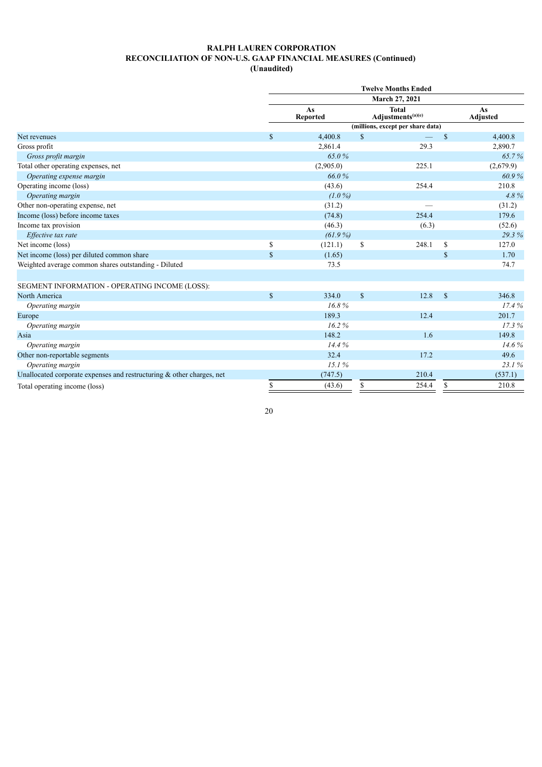# RALPH LAUREN CORPORATION
## RECONCILIATION OF NON-U.S. GAAP FINANCIAL MEASURES (Continued)
### (Unaudited)

| | Twelve Months Ended | | |
|---|---|---|---|
| | March 27, 2021 | | |
| | As Reported | Total Adjustments[(a)(e)] | As Adjusted |
| | (millions, except per share data) | | |
| Net revenues | $ 4,400.8 | $ — | $ 4,400.8 |
| Gross profit | 2,861.4 | 29.3 | 2,890.7 |
| *Gross profit margin* | *65.0 %* | | *65.7 %* |
| Total other operating expenses, net | (2,905.0) | 225.1 | (2,679.9) |
| *Operating expense margin* | *66.0 %* | | *60.9 %* |
| Operating income (loss) | (43.6) | 254.4 | 210.8 |
| *Operating margin* | *(1.0 %)* | | *4.8 %* |
| Other non-operating expense, net | (31.2) | — | (31.2) |
| Income (loss) before income taxes | (74.8) | 254.4 | 179.6 |
| Income tax provision | (46.3) | (6.3) | (52.6) |
| *Effective tax rate* | *(61.9 %)* | | *29.3 %* |
| Net income (loss) | $ (121.1) | $ 248.1 | $ 127.0 |
| Net income (loss) per diluted common share | $ (1.65) | | $ 1.70 |
| Weighted average common shares outstanding - Diluted | 73.5 | | 74.7 |
| | | | |
| SEGMENT INFORMATION - OPERATING INCOME (LOSS): | | | |
| North America | $ 334.0 | $ 12.8 | $ 346.8 |
| *Operating margin* | *16.8 %* | | *17.4 %* |
| Europe | 189.3 | 12.4 | 201.7 |
| *Operating margin* | *16.2 %* | | *17.3 %* |
| Asia | 148.2 | 1.6 | 149.8 |
| *Operating margin* | *14.4 %* | | *14.6 %* |
| Other non-reportable segments | 32.4 | 17.2 | 49.6 |
| *Operating margin* | *15.1 %* | | *23.1 %* |
| Unallocated corporate expenses and restructuring & other charges, net | (747.5) | 210.4 | (537.1) |
| Total operating income (loss) | $ (43.6) | $ 254.4 | $ 210.8 |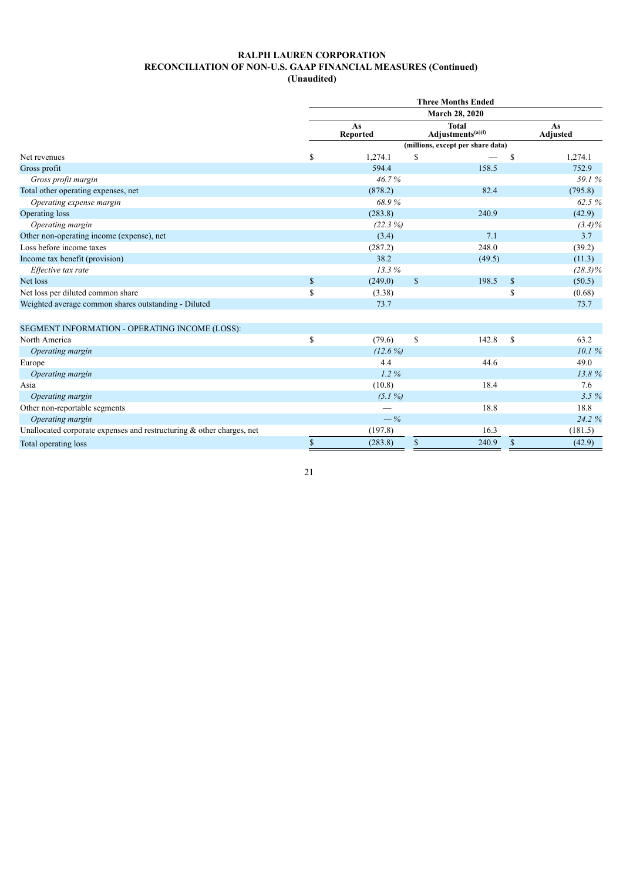# RALPH LAUREN CORPORATION
## RECONCILIATION OF NON-U.S. GAAP FINANCIAL MEASURES (Continued)
### (Unaudited)

| | Three Months Ended | | |
|---|---|---|---|
| | March 28, 2020 | | |
| | As Reported | Total Adjustments[(a)(f)] | As Adjusted |
| | (millions, except per share data) | | |
| Net revenues | $ 1,274.1 | $ — | $ 1,274.1 |
| Gross profit | 594.4 | 158.5 | 752.9 |
| *Gross profit margin* | *46.7 %* | | *59.1 %* |
| Total other operating expenses, net | (878.2) | 82.4 | (795.8) |
| *Operating expense margin* | *68.9 %* | | *62.5 %* |
| Operating loss | (283.8) | 240.9 | (42.9) |
| *Operating margin* | *(22.3 %)* | | *(3.4)%* |
| Other non-operating income (expense), net | (3.4) | 7.1 | 3.7 |
| Loss before income taxes | (287.2) | 248.0 | (39.2) |
| Income tax benefit (provision) | 38.2 | (49.5) | (11.3) |
| *Effective tax rate* | *13.3 %* | | *(28.3)%* |
| Net loss | $ (249.0) | $ 198.5 | $ (50.5) |
| Net loss per diluted common share | $ (3.38) | | $ (0.68) |
| Weighted average common shares outstanding - Diluted | 73.7 | | 73.7 |
| | | | |
| SEGMENT INFORMATION - OPERATING INCOME (LOSS): | | | |
| North America | $ (79.6) | $ 142.8 | $ 63.2 |
| *Operating margin* | *(12.6 %)* | | *10.1 %* |
| Europe | 4.4 | 44.6 | 49.0 |
| *Operating margin* | *1.2 %* | | *13.8 %* |
| Asia | (10.8) | 18.4 | 7.6 |
| *Operating margin* | *(5.1 %)* | | *3.5 %* |
| Other non-reportable segments | — | 18.8 | 18.8 |
| *Operating margin* | *— %* | | *24.2 %* |
| Unallocated corporate expenses and restructuring & other charges, net | (197.8) | 16.3 | (181.5) |
| Total operating loss | $ (283.8) | $ 240.9 | $ (42.9) |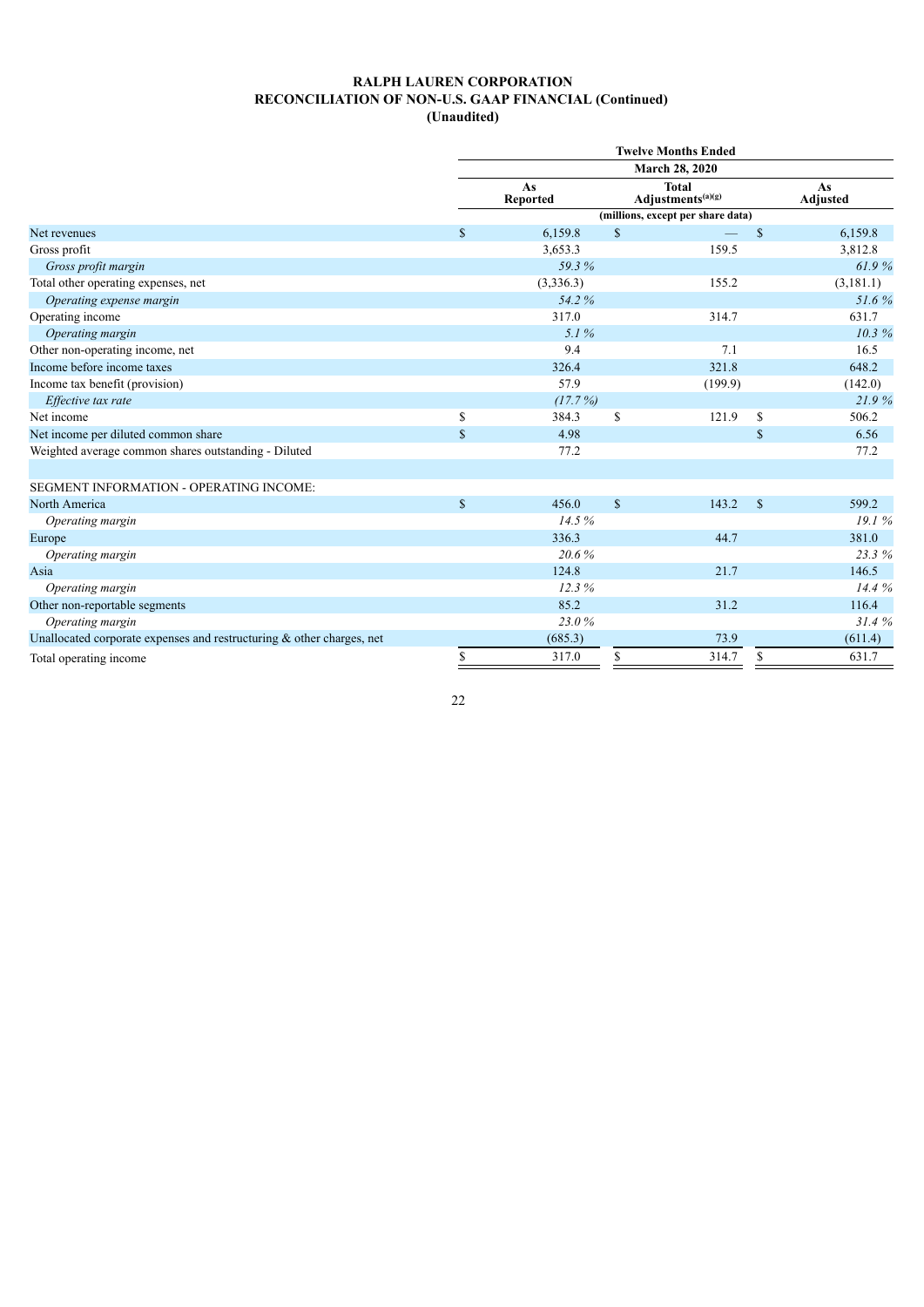**RALPH LAUREN CORPORATION**
**RECONCILIATION OF NON-U.S. GAAP FINANCIAL (Continued)**
**(Unaudited)**

| | Twelve Months Ended | | |
|---|---|---|---|
| | March 28, 2020 | | |
| | As Reported | Total Adjustments[(a)(g)] | As Adjusted |
| | (millions, except per share data) | | |
| Net revenues | $ 6,159.8 | $ — | $ 6,159.8 |
| Gross profit | 3,653.3 | 159.5 | 3,812.8 |
| *Gross profit margin* | *59.3 %* | | *61.9 %* |
| Total other operating expenses, net | (3,336.3) | 155.2 | (3,181.1) |
| *Operating expense margin* | *54.2 %* | | *51.6 %* |
| Operating income | 317.0 | 314.7 | 631.7 |
| *Operating margin* | *5.1 %* | | *10.3 %* |
| Other non-operating income, net | 9.4 | 7.1 | 16.5 |
| Income before income taxes | 326.4 | 321.8 | 648.2 |
| Income tax benefit (provision) | 57.9 | (199.9) | (142.0) |
| *Effective tax rate* | *(17.7 %)* | | *21.9 %* |
| Net income | $ 384.3 | $ 121.9 | $ 506.2 |
| Net income per diluted common share | $ 4.98 | | $ 6.56 |
| Weighted average common shares outstanding - Diluted | 77.2 | | 77.2 |
| | | | |
| SEGMENT INFORMATION - OPERATING INCOME: | | | |
| North America | $ 456.0 | $ 143.2 | $ 599.2 |
| *Operating margin* | *14.5 %* | | *19.1 %* |
| Europe | 336.3 | 44.7 | 381.0 |
| *Operating margin* | *20.6 %* | | *23.3 %* |
| Asia | 124.8 | 21.7 | 146.5 |
| *Operating margin* | *12.3 %* | | *14.4 %* |
| Other non-reportable segments | 85.2 | 31.2 | 116.4 |
| *Operating margin* | *23.0 %* | | *31.4 %* |
| Unallocated corporate expenses and restructuring & other charges, net | (685.3) | 73.9 | (611.4) |
| Total operating income | $ 317.0 | $ 314.7 | $ 631.7 |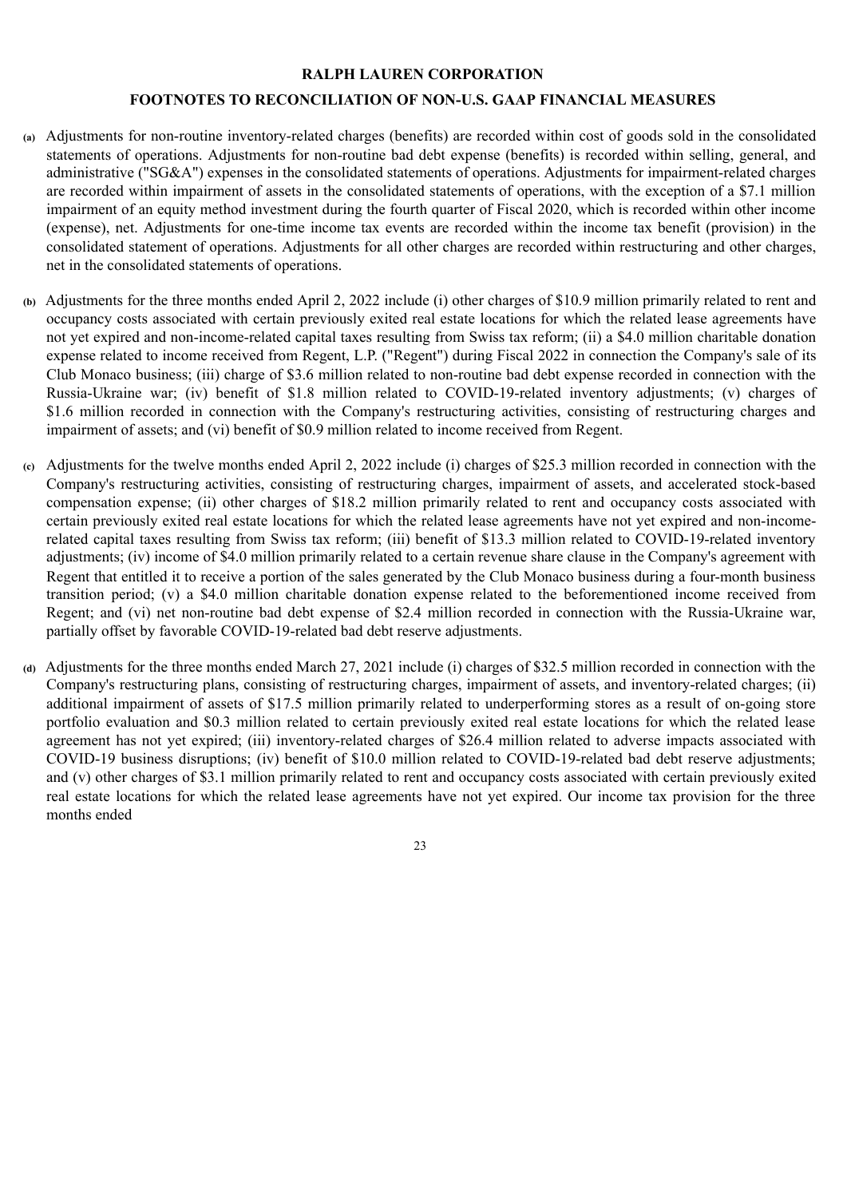# RALPH LAUREN CORPORATION

## FOOTNOTES TO RECONCILIATION OF NON-U.S. GAAP FINANCIAL MEASURES

(a) Adjustments for non-routine inventory-related charges (benefits) are recorded within cost of goods sold in the consolidated statements of operations. Adjustments for non-routine bad debt expense (benefits) is recorded within selling, general, and administrative ("SG&A") expenses in the consolidated statements of operations. Adjustments for impairment-related charges are recorded within impairment of assets in the consolidated statements of operations, with the exception of a $7.1 million impairment of an equity method investment during the fourth quarter of Fiscal 2020, which is recorded within other income (expense), net. Adjustments for one-time income tax events are recorded within the income tax benefit (provision) in the consolidated statement of operations. Adjustments for all other charges are recorded within restructuring and other charges, net in the consolidated statements of operations.

(b) Adjustments for the three months ended April 2, 2022 include (i) other charges of $10.9 million primarily related to rent and occupancy costs associated with certain previously exited real estate locations for which the related lease agreements have not yet expired and non-income-related capital taxes resulting from Swiss tax reform; (ii) a $4.0 million charitable donation expense related to income received from Regent, L.P. ("Regent") during Fiscal 2022 in connection the Company's sale of its Club Monaco business; (iii) charge of $3.6 million related to non-routine bad debt expense recorded in connection with the Russia-Ukraine war; (iv) benefit of $1.8 million related to COVID-19-related inventory adjustments; (v) charges of $1.6 million recorded in connection with the Company's restructuring activities, consisting of restructuring charges and impairment of assets; and (vi) benefit of $0.9 million related to income received from Regent.

(c) Adjustments for the twelve months ended April 2, 2022 include (i) charges of $25.3 million recorded in connection with the Company's restructuring activities, consisting of restructuring charges, impairment of assets, and accelerated stock-based compensation expense; (ii) other charges of $18.2 million primarily related to rent and occupancy costs associated with certain previously exited real estate locations for which the related lease agreements have not yet expired and non-income-related capital taxes resulting from Swiss tax reform; (iii) benefit of $13.3 million related to COVID-19-related inventory adjustments; (iv) income of $4.0 million primarily related to a certain revenue share clause in the Company's agreement with Regent that entitled it to receive a portion of the sales generated by the Club Monaco business during a four-month business transition period; (v) a $4.0 million charitable donation expense related to the beforementioned income received from Regent; and (vi) net non-routine bad debt expense of $2.4 million recorded in connection with the Russia-Ukraine war, partially offset by favorable COVID-19-related bad debt reserve adjustments.

(d) Adjustments for the three months ended March 27, 2021 include (i) charges of $32.5 million recorded in connection with the Company's restructuring plans, consisting of restructuring charges, impairment of assets, and inventory-related charges; (ii) additional impairment of assets of $17.5 million primarily related to underperforming stores as a result of on-going store portfolio evaluation and $0.3 million related to certain previously exited real estate locations for which the related lease agreement has not yet expired; (iii) inventory-related charges of $26.4 million related to adverse impacts associated with COVID-19 business disruptions; (iv) benefit of $10.0 million related to COVID-19-related bad debt reserve adjustments; and (v) other charges of $3.1 million primarily related to rent and occupancy costs associated with certain previously exited real estate locations for which the related lease agreements have not yet expired. Our income tax provision for the three months ended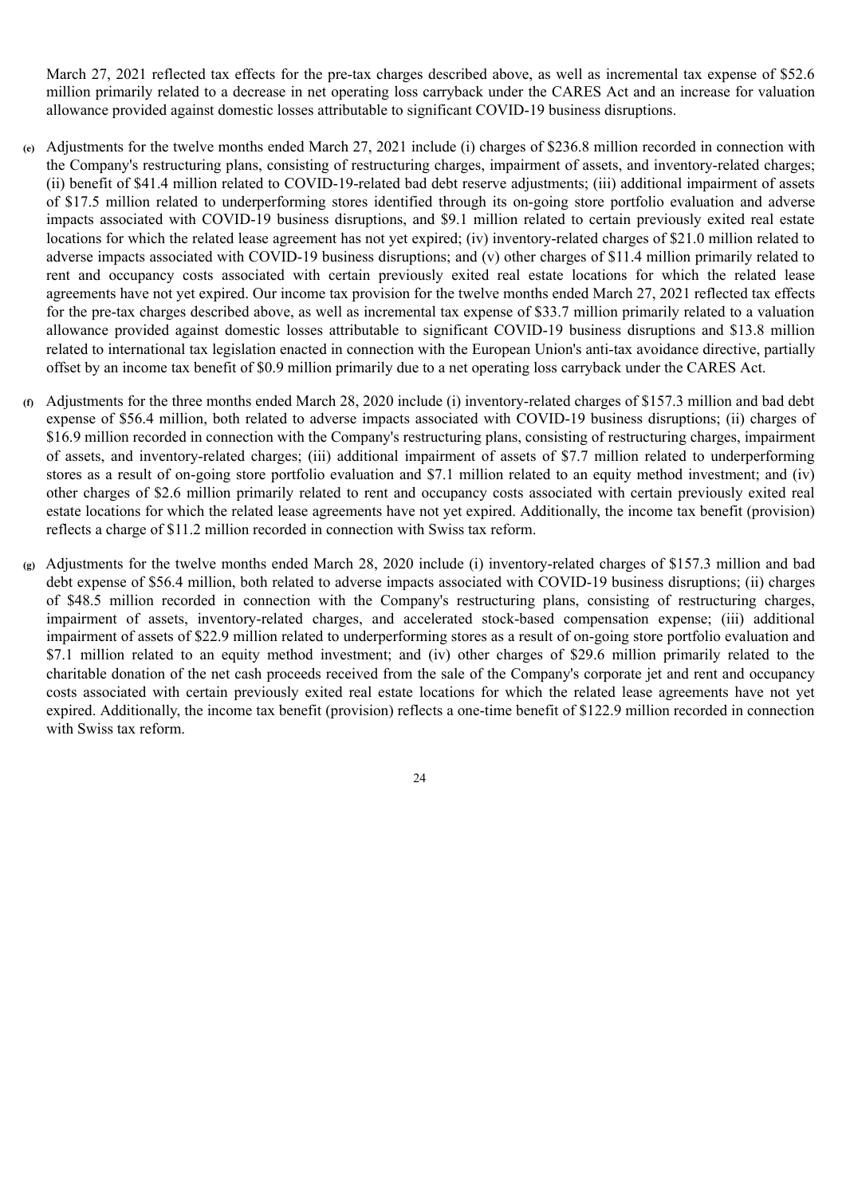March 27, 2021 reflected tax effects for the pre-tax charges described above, as well as incremental tax expense of $52.6 million primarily related to a decrease in net operating loss carryback under the CARES Act and an increase for valuation allowance provided against domestic losses attributable to significant COVID-19 business disruptions.

(e) Adjustments for the twelve months ended March 27, 2021 include (i) charges of $236.8 million recorded in connection with the Company's restructuring plans, consisting of restructuring charges, impairment of assets, and inventory-related charges; (ii) benefit of $41.4 million related to COVID-19-related bad debt reserve adjustments; (iii) additional impairment of assets of $17.5 million related to underperforming stores identified through its on-going store portfolio evaluation and adverse impacts associated with COVID-19 business disruptions, and $9.1 million related to certain previously exited real estate locations for which the related lease agreement has not yet expired; (iv) inventory-related charges of $21.0 million related to adverse impacts associated with COVID-19 business disruptions; and (v) other charges of $11.4 million primarily related to rent and occupancy costs associated with certain previously exited real estate locations for which the related lease agreements have not yet expired. Our income tax provision for the twelve months ended March 27, 2021 reflected tax effects for the pre-tax charges described above, as well as incremental tax expense of $33.7 million primarily related to a valuation allowance provided against domestic losses attributable to significant COVID-19 business disruptions and $13.8 million related to international tax legislation enacted in connection with the European Union's anti-tax avoidance directive, partially offset by an income tax benefit of $0.9 million primarily due to a net operating loss carryback under the CARES Act.

(f) Adjustments for the three months ended March 28, 2020 include (i) inventory-related charges of $157.3 million and bad debt expense of $56.4 million, both related to adverse impacts associated with COVID-19 business disruptions; (ii) charges of $16.9 million recorded in connection with the Company's restructuring plans, consisting of restructuring charges, impairment of assets, and inventory-related charges; (iii) additional impairment of assets of $7.7 million related to underperforming stores as a result of on-going store portfolio evaluation and $7.1 million related to an equity method investment; and (iv) other charges of $2.6 million primarily related to rent and occupancy costs associated with certain previously exited real estate locations for which the related lease agreements have not yet expired. Additionally, the income tax benefit (provision) reflects a charge of $11.2 million recorded in connection with Swiss tax reform.

(g) Adjustments for the twelve months ended March 28, 2020 include (i) inventory-related charges of $157.3 million and bad debt expense of $56.4 million, both related to adverse impacts associated with COVID-19 business disruptions; (ii) charges of $48.5 million recorded in connection with the Company's restructuring plans, consisting of restructuring charges, impairment of assets, inventory-related charges, and accelerated stock-based compensation expense; (iii) additional impairment of assets of $22.9 million related to underperforming stores as a result of on-going store portfolio evaluation and $7.1 million related to an equity method investment; and (iv) other charges of $29.6 million primarily related to the charitable donation of the net cash proceeds received from the sale of the Company's corporate jet and rent and occupancy costs associated with certain previously exited real estate locations for which the related lease agreements have not yet expired. Additionally, the income tax benefit (provision) reflects a one-time benefit of $122.9 million recorded in connection with Swiss tax reform.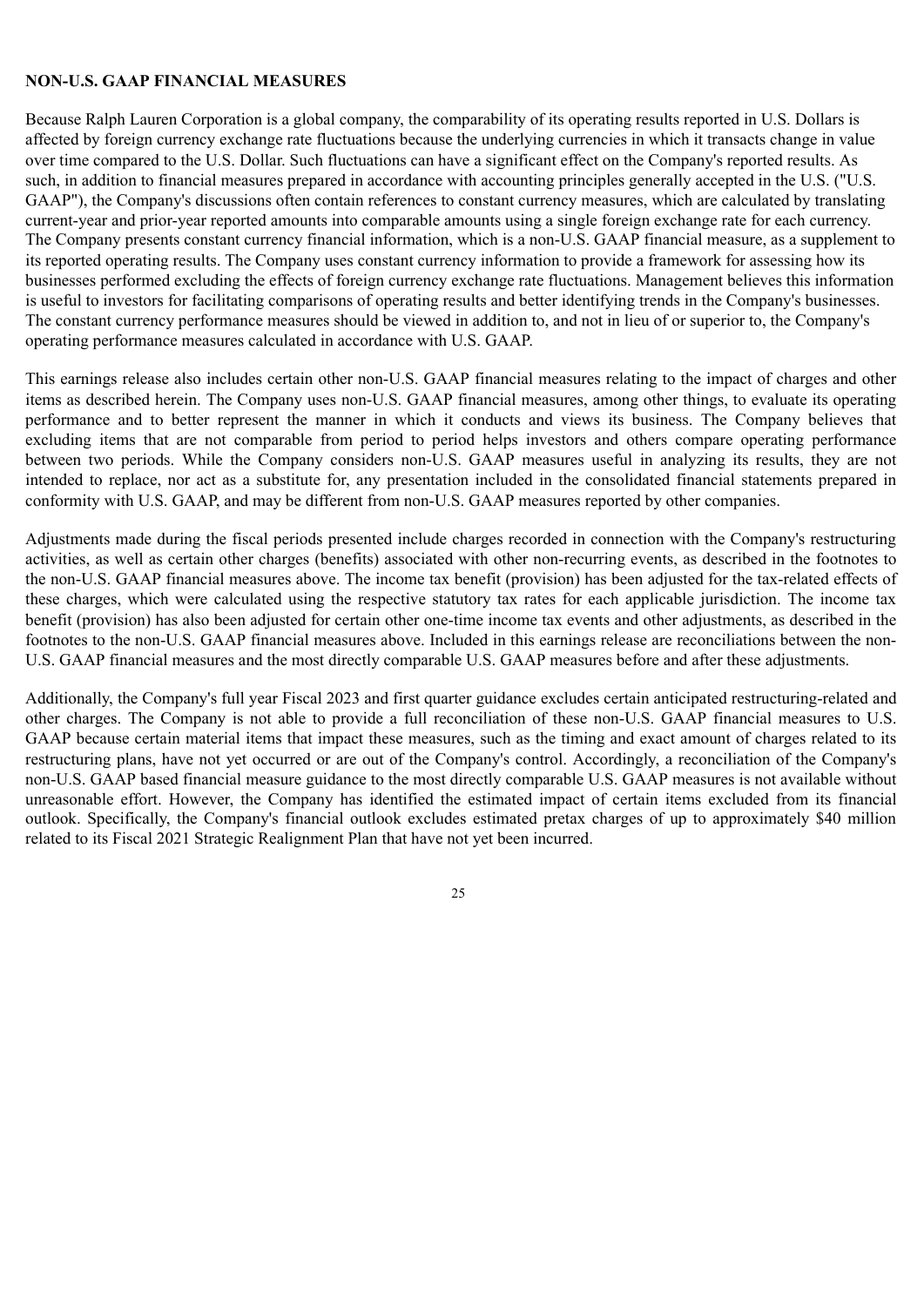**NON-U.S. GAAP FINANCIAL MEASURES**

Because Ralph Lauren Corporation is a global company, the comparability of its operating results reported in U.S. Dollars is affected by foreign currency exchange rate fluctuations because the underlying currencies in which it transacts change in value over time compared to the U.S. Dollar. Such fluctuations can have a significant effect on the Company's reported results. As such, in addition to financial measures prepared in accordance with accounting principles generally accepted in the U.S. ("U.S. GAAP"), the Company's discussions often contain references to constant currency measures, which are calculated by translating current-year and prior-year reported amounts into comparable amounts using a single foreign exchange rate for each currency. The Company presents constant currency financial information, which is a non-U.S. GAAP financial measure, as a supplement to its reported operating results. The Company uses constant currency information to provide a framework for assessing how its businesses performed excluding the effects of foreign currency exchange rate fluctuations. Management believes this information is useful to investors for facilitating comparisons of operating results and better identifying trends in the Company's businesses. The constant currency performance measures should be viewed in addition to, and not in lieu of or superior to, the Company's operating performance measures calculated in accordance with U.S. GAAP.

This earnings release also includes certain other non-U.S. GAAP financial measures relating to the impact of charges and other items as described herein. The Company uses non-U.S. GAAP financial measures, among other things, to evaluate its operating performance and to better represent the manner in which it conducts and views its business. The Company believes that excluding items that are not comparable from period to period helps investors and others compare operating performance between two periods. While the Company considers non-U.S. GAAP measures useful in analyzing its results, they are not intended to replace, nor act as a substitute for, any presentation included in the consolidated financial statements prepared in conformity with U.S. GAAP, and may be different from non-U.S. GAAP measures reported by other companies.

Adjustments made during the fiscal periods presented include charges recorded in connection with the Company's restructuring activities, as well as certain other charges (benefits) associated with other non-recurring events, as described in the footnotes to the non-U.S. GAAP financial measures above. The income tax benefit (provision) has been adjusted for the tax-related effects of these charges, which were calculated using the respective statutory tax rates for each applicable jurisdiction. The income tax benefit (provision) has also been adjusted for certain other one-time income tax events and other adjustments, as described in the footnotes to the non-U.S. GAAP financial measures above. Included in this earnings release are reconciliations between the non-U.S. GAAP financial measures and the most directly comparable U.S. GAAP measures before and after these adjustments.

Additionally, the Company's full year Fiscal 2023 and first quarter guidance excludes certain anticipated restructuring-related and other charges. The Company is not able to provide a full reconciliation of these non-U.S. GAAP financial measures to U.S. GAAP because certain material items that impact these measures, such as the timing and exact amount of charges related to its restructuring plans, have not yet occurred or are out of the Company's control. Accordingly, a reconciliation of the Company's non-U.S. GAAP based financial measure guidance to the most directly comparable U.S. GAAP measures is not available without unreasonable effort. However, the Company has identified the estimated impact of certain items excluded from its financial outlook. Specifically, the Company's financial outlook excludes estimated pretax charges of up to approximately $40 million related to its Fiscal 2021 Strategic Realignment Plan that have not yet been incurred.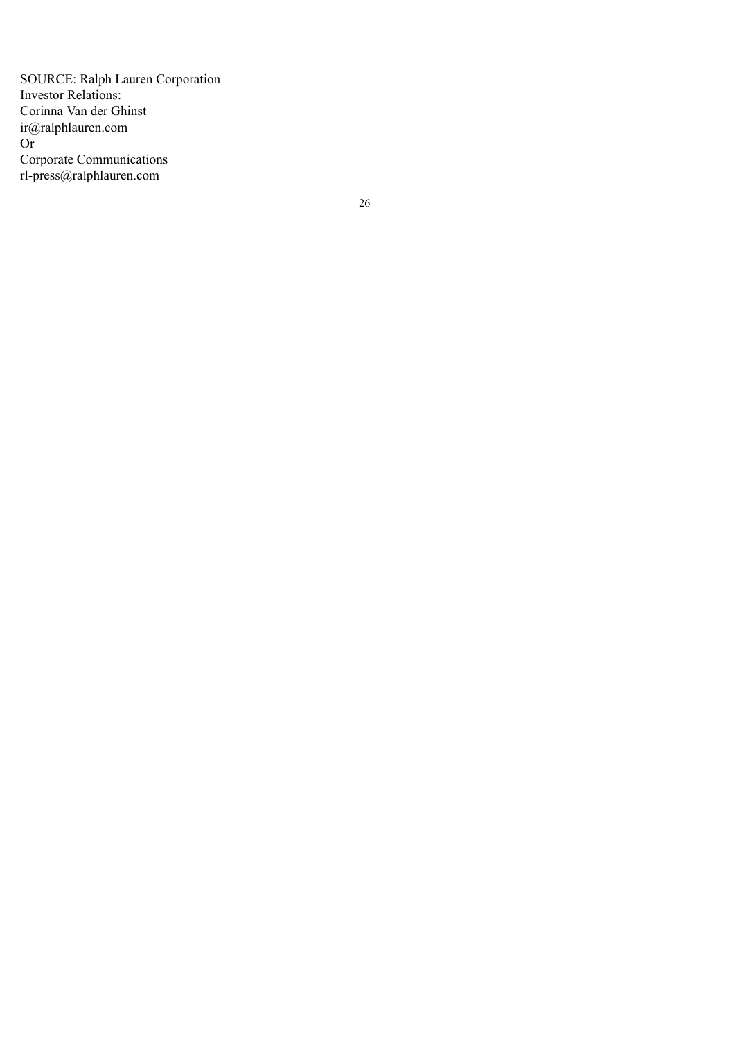SOURCE: Ralph Lauren Corporation
Investor Relations:
Corinna Van der Ghinst
ir@ralphlauren.com
Or
Corporate Communications
rl-press@ralphlauren.com